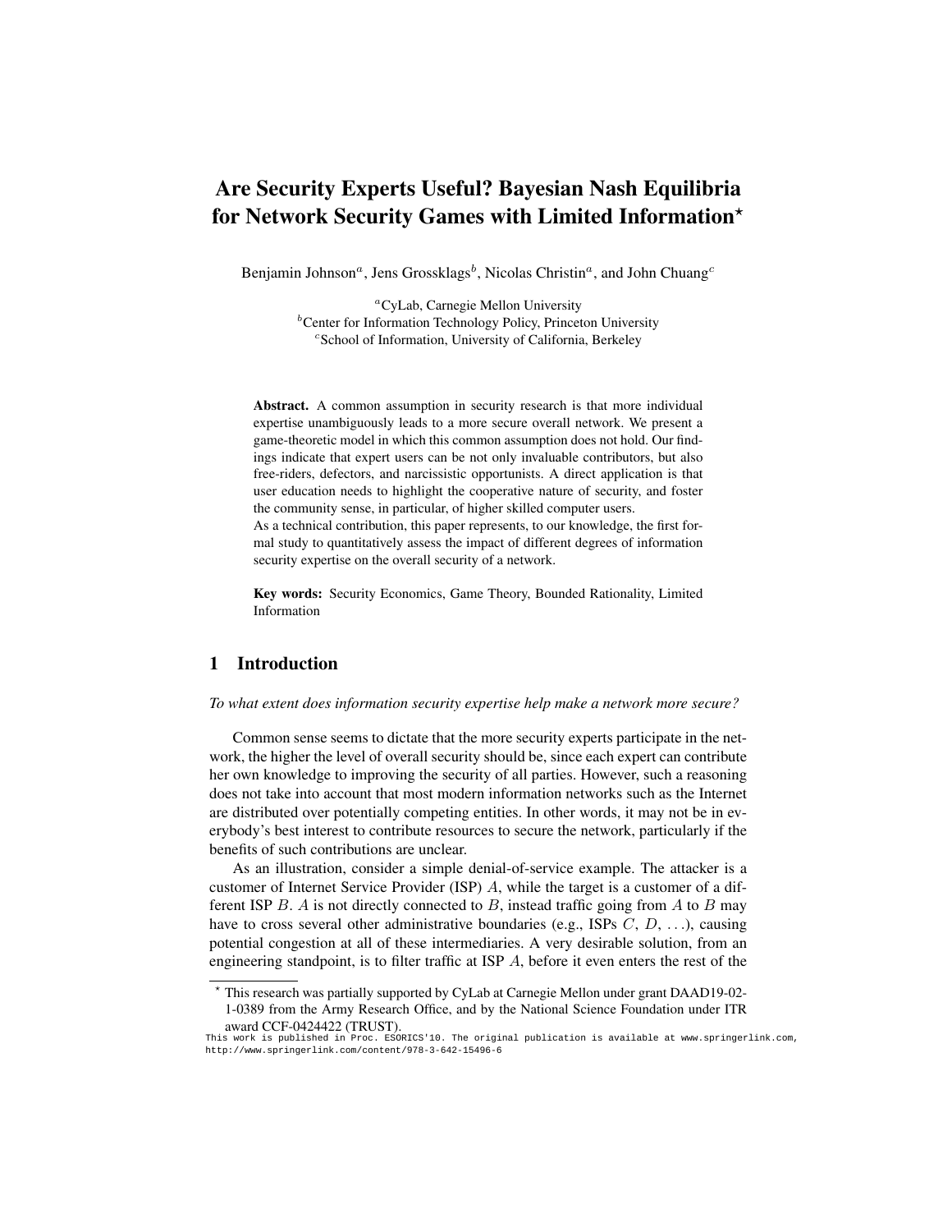# Are Security Experts Useful? Bayesian Nash Equilibria for Network Security Games with Limited Information*

Benjamin Johnson[a], Jens Grossklags[b], Nicolas Christin[a], and John Chuang[c]

[a]CyLab, Carnegie Mellon University
[b]Center for Information Technology Policy, Princeton University
[c]School of Information, University of California, Berkeley

**Abstract.** A common assumption in security research is that more individual expertise unambiguously leads to a more secure overall network. We present a game-theoretic model in which this common assumption does not hold. Our findings indicate that expert users can be not only invaluable contributors, but also free-riders, defectors, and narcissistic opportunists. A direct application is that user education needs to highlight the cooperative nature of security, and foster the community sense, in particular, of higher skilled computer users.
As a technical contribution, this paper represents, to our knowledge, the first formal study to quantitatively assess the impact of different degrees of information security expertise on the overall security of a network.

**Key words:** Security Economics, Game Theory, Bounded Rationality, Limited Information

## 1 Introduction

*To what extent does information security expertise help make a network more secure?*

Common sense seems to dictate that the more security experts participate in the network, the higher the level of overall security should be, since each expert can contribute her own knowledge to improving the security of all parties. However, such a reasoning does not take into account that most modern information networks such as the Internet are distributed over potentially competing entities. In other words, it may not be in everybody's best interest to contribute resources to secure the network, particularly if the benefits of such contributions are unclear.

As an illustration, consider a simple denial-of-service example. The attacker is a customer of Internet Service Provider (ISP) $A$, while the target is a customer of a different ISP $B$. $A$ is not directly connected to $B$, instead traffic going from $A$ to $B$ may have to cross several other administrative boundaries (e.g., ISPs $C$, $D$, ...), causing potential congestion at all of these intermediaries. A very desirable solution, from an engineering standpoint, is to filter traffic at ISP $A$, before it even enters the rest of the

* This research was partially supported by CyLab at Carnegie Mellon under grant DAAD19-02-1-0389 from the Army Research Office, and by the National Science Foundation under ITR award CCF-0424422 (TRUST).
This work is published in Proc. ESORICS'10. The original publication is available at www.springerlink.com, http://www.springerlink.com/content/978-3-642-15496-6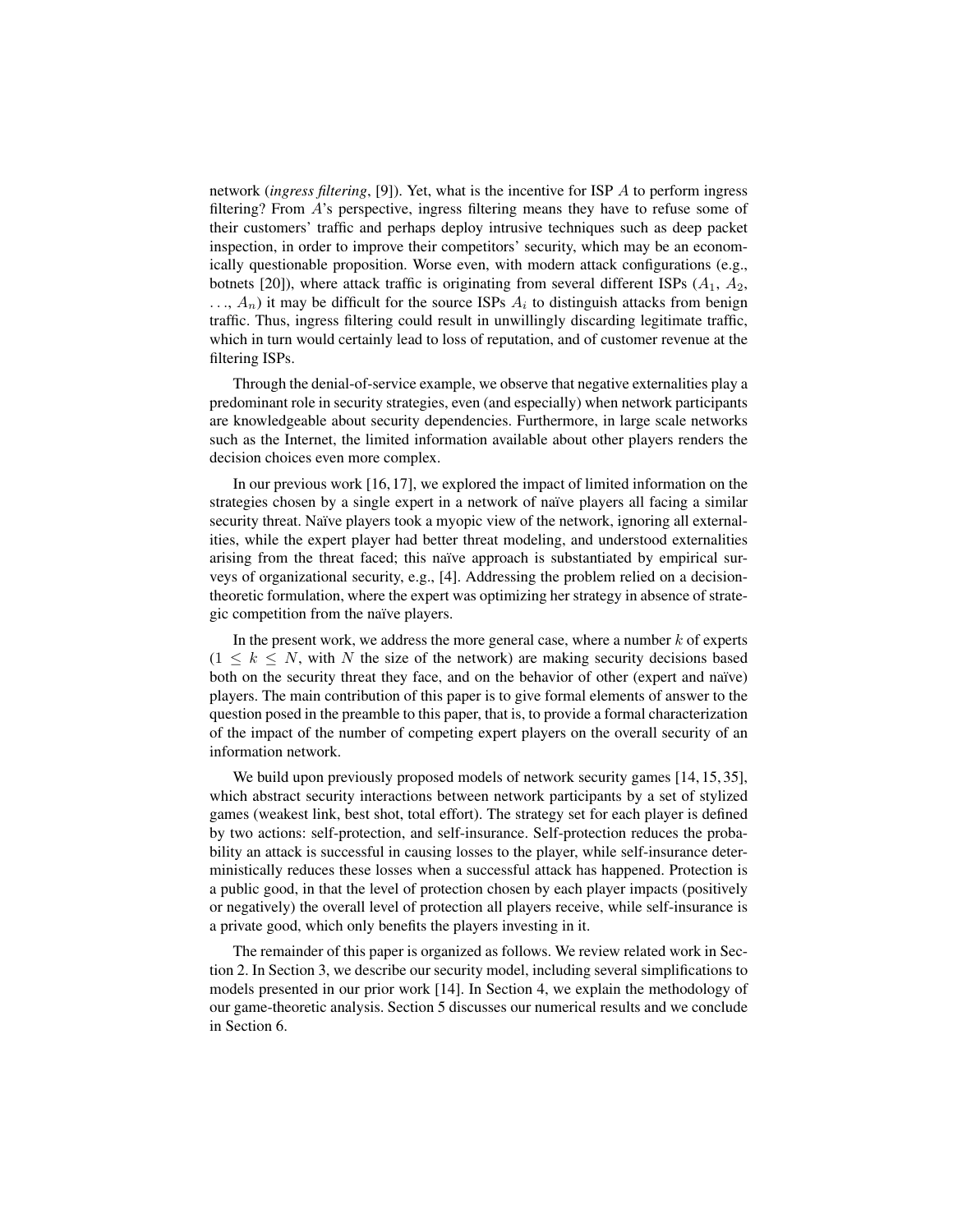network (*ingress filtering*, [9]). Yet, what is the incentive for ISP $A$ to perform ingress filtering? From $A$'s perspective, ingress filtering means they have to refuse some of their customers' traffic and perhaps deploy intrusive techniques such as deep packet inspection, in order to improve their competitors' security, which may be an economically questionable proposition. Worse even, with modern attack configurations (e.g., botnets [20]), where attack traffic is originating from several different ISPs ($A_1$, $A_2$, $\ldots$, $A_n$) it may be difficult for the source ISPs $A_i$ to distinguish attacks from benign traffic. Thus, ingress filtering could result in unwillingly discarding legitimate traffic, which in turn would certainly lead to loss of reputation, and of customer revenue at the filtering ISPs.

Through the denial-of-service example, we observe that negative externalities play a predominant role in security strategies, even (and especially) when network participants are knowledgeable about security dependencies. Furthermore, in large scale networks such as the Internet, the limited information available about other players renders the decision choices even more complex.

In our previous work [16, 17], we explored the impact of limited information on the strategies chosen by a single expert in a network of naïve players all facing a similar security threat. Naïve players took a myopic view of the network, ignoring all externalities, while the expert player had better threat modeling, and understood externalities arising from the threat faced; this naïve approach is substantiated by empirical surveys of organizational security, e.g., [4]. Addressing the problem relied on a decision-theoretic formulation, where the expert was optimizing her strategy in absence of strategic competition from the naïve players.

In the present work, we address the more general case, where a number $k$ of experts ($1 \leq k \leq N$, with $N$ the size of the network) are making security decisions based both on the security threat they face, and on the behavior of other (expert and naïve) players. The main contribution of this paper is to give formal elements of answer to the question posed in the preamble to this paper, that is, to provide a formal characterization of the impact of the number of competing expert players on the overall security of an information network.

We build upon previously proposed models of network security games [14, 15, 35], which abstract security interactions between network participants by a set of stylized games (weakest link, best shot, total effort). The strategy set for each player is defined by two actions: self-protection, and self-insurance. Self-protection reduces the probability an attack is successful in causing losses to the player, while self-insurance deterministically reduces these losses when a successful attack has happened. Protection is a public good, in that the level of protection chosen by each player impacts (positively or negatively) the overall level of protection all players receive, while self-insurance is a private good, which only benefits the players investing in it.

The remainder of this paper is organized as follows. We review related work in Section 2. In Section 3, we describe our security model, including several simplifications to models presented in our prior work [14]. In Section 4, we explain the methodology of our game-theoretic analysis. Section 5 discusses our numerical results and we conclude in Section 6.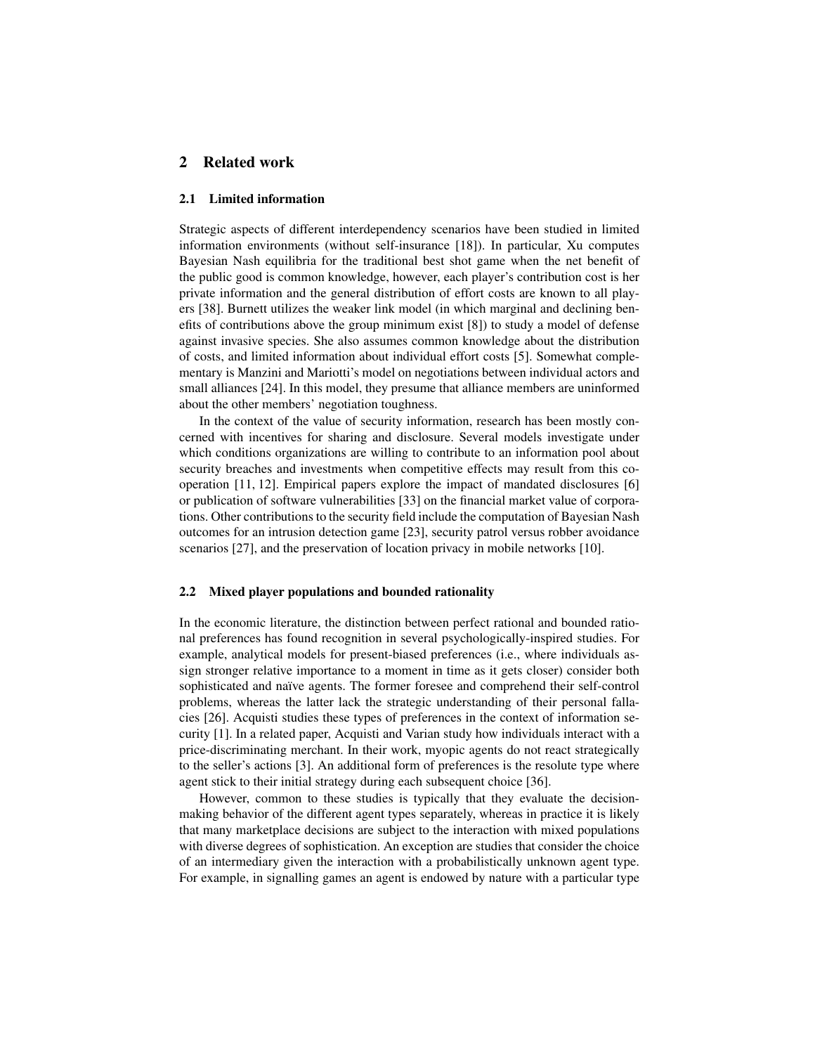## 2 Related work

### 2.1 Limited information

Strategic aspects of different interdependency scenarios have been studied in limited information environments (without self-insurance [18]). In particular, Xu computes Bayesian Nash equilibria for the traditional best shot game when the net benefit of the public good is common knowledge, however, each player's contribution cost is her private information and the general distribution of effort costs are known to all players [38]. Burnett utilizes the weaker link model (in which marginal and declining benefits of contributions above the group minimum exist [8]) to study a model of defense against invasive species. She also assumes common knowledge about the distribution of costs, and limited information about individual effort costs [5]. Somewhat complementary is Manzini and Mariotti's model on negotiations between individual actors and small alliances [24]. In this model, they presume that alliance members are uninformed about the other members' negotiation toughness.

In the context of the value of security information, research has been mostly concerned with incentives for sharing and disclosure. Several models investigate under which conditions organizations are willing to contribute to an information pool about security breaches and investments when competitive effects may result from this cooperation [11, 12]. Empirical papers explore the impact of mandated disclosures [6] or publication of software vulnerabilities [33] on the financial market value of corporations. Other contributions to the security field include the computation of Bayesian Nash outcomes for an intrusion detection game [23], security patrol versus robber avoidance scenarios [27], and the preservation of location privacy in mobile networks [10].

### 2.2 Mixed player populations and bounded rationality

In the economic literature, the distinction between perfect rational and bounded rational preferences has found recognition in several psychologically-inspired studies. For example, analytical models for present-biased preferences (i.e., where individuals assign stronger relative importance to a moment in time as it gets closer) consider both sophisticated and naïve agents. The former foresee and comprehend their self-control problems, whereas the latter lack the strategic understanding of their personal fallacies [26]. Acquisti studies these types of preferences in the context of information security [1]. In a related paper, Acquisti and Varian study how individuals interact with a price-discriminating merchant. In their work, myopic agents do not react strategically to the seller's actions [3]. An additional form of preferences is the resolute type where agent stick to their initial strategy during each subsequent choice [36].

However, common to these studies is typically that they evaluate the decision-making behavior of the different agent types separately, whereas in practice it is likely that many marketplace decisions are subject to the interaction with mixed populations with diverse degrees of sophistication. An exception are studies that consider the choice of an intermediary given the interaction with a probabilistically unknown agent type. For example, in signalling games an agent is endowed by nature with a particular type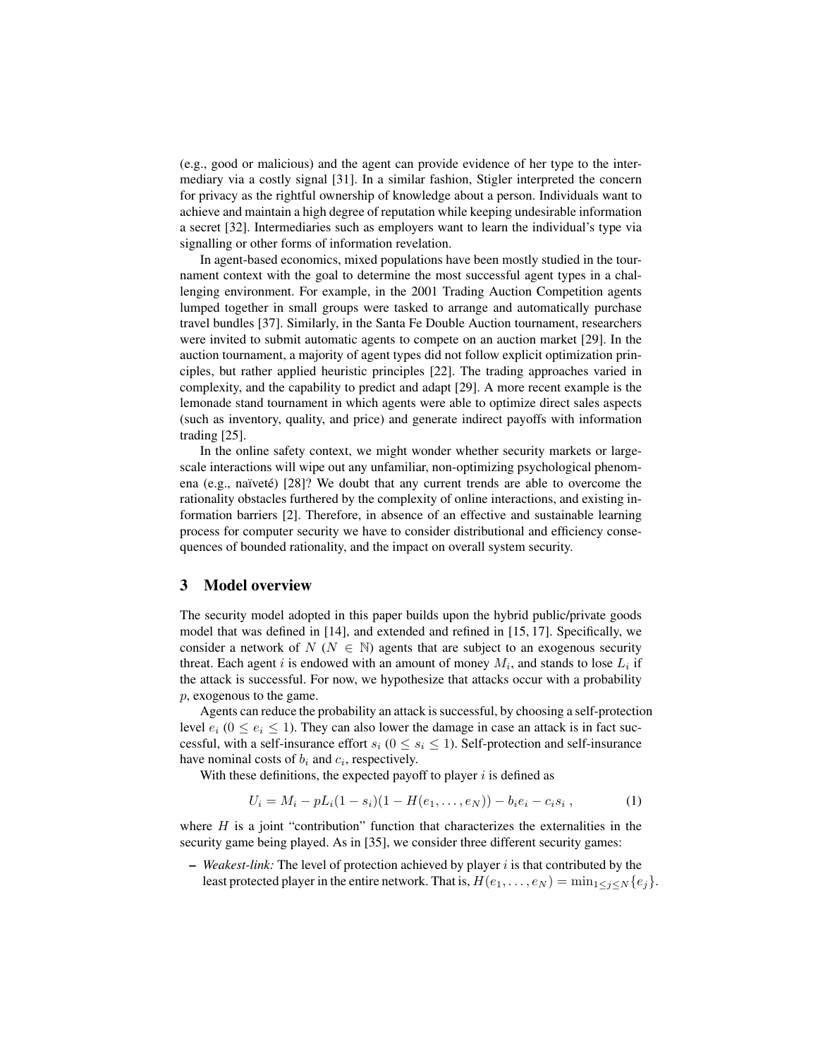(e.g., good or malicious) and the agent can provide evidence of her type to the intermediary via a costly signal [31]. In a similar fashion, Stigler interpreted the concern for privacy as the rightful ownership of knowledge about a person. Individuals want to achieve and maintain a high degree of reputation while keeping undesirable information a secret [32]. Intermediaries such as employers want to learn the individual's type via signalling or other forms of information revelation.

In agent-based economics, mixed populations have been mostly studied in the tournament context with the goal to determine the most successful agent types in a challenging environment. For example, in the 2001 Trading Auction Competition agents lumped together in small groups were tasked to arrange and automatically purchase travel bundles [37]. Similarly, in the Santa Fe Double Auction tournament, researchers were invited to submit automatic agents to compete on an auction market [29]. In the auction tournament, a majority of agent types did not follow explicit optimization principles, but rather applied heuristic principles [22]. The trading approaches varied in complexity, and the capability to predict and adapt [29]. A more recent example is the lemonade stand tournament in which agents were able to optimize direct sales aspects (such as inventory, quality, and price) and generate indirect payoffs with information trading [25].

In the online safety context, we might wonder whether security markets or large-scale interactions will wipe out any unfamiliar, non-optimizing psychological phenomena (e.g., naïveté) [28]? We doubt that any current trends are able to overcome the rationality obstacles furthered by the complexity of online interactions, and existing information barriers [2]. Therefore, in absence of an effective and sustainable learning process for computer security we have to consider distributional and efficiency consequences of bounded rationality, and the impact on overall system security.

## 3 Model overview

The security model adopted in this paper builds upon the hybrid public/private goods model that was defined in [14], and extended and refined in [15, 17]. Specifically, we consider a network of $N$ ($N \in \mathbb{N}$) agents that are subject to an exogenous security threat. Each agent $i$ is endowed with an amount of money $M_i$, and stands to lose $L_i$ if the attack is successful. For now, we hypothesize that attacks occur with a probability $p$, exogenous to the game.

Agents can reduce the probability an attack is successful, by choosing a self-protection level $e_i$ ($0 \leq e_i \leq 1$). They can also lower the damage in case an attack is in fact successful, with a self-insurance effort $s_i$ ($0 \leq s_i \leq 1$). Self-protection and self-insurance have nominal costs of $b_i$ and $c_i$, respectively.

With these definitions, the expected payoff to player $i$ is defined as

$$U_i = M_i - pL_i(1 - s_i)(1 - H(e_1, \ldots, e_N)) - b_i e_i - c_i s_i \;, \tag{1}$$

where $H$ is a joint "contribution" function that characterizes the externalities in the security game being played. As in [35], we consider three different security games:

- *Weakest-link:* The level of protection achieved by player $i$ is that contributed by the least protected player in the entire network. That is, $H(e_1, \ldots, e_N) = \min_{1 \leq j \leq N}\{e_j\}$.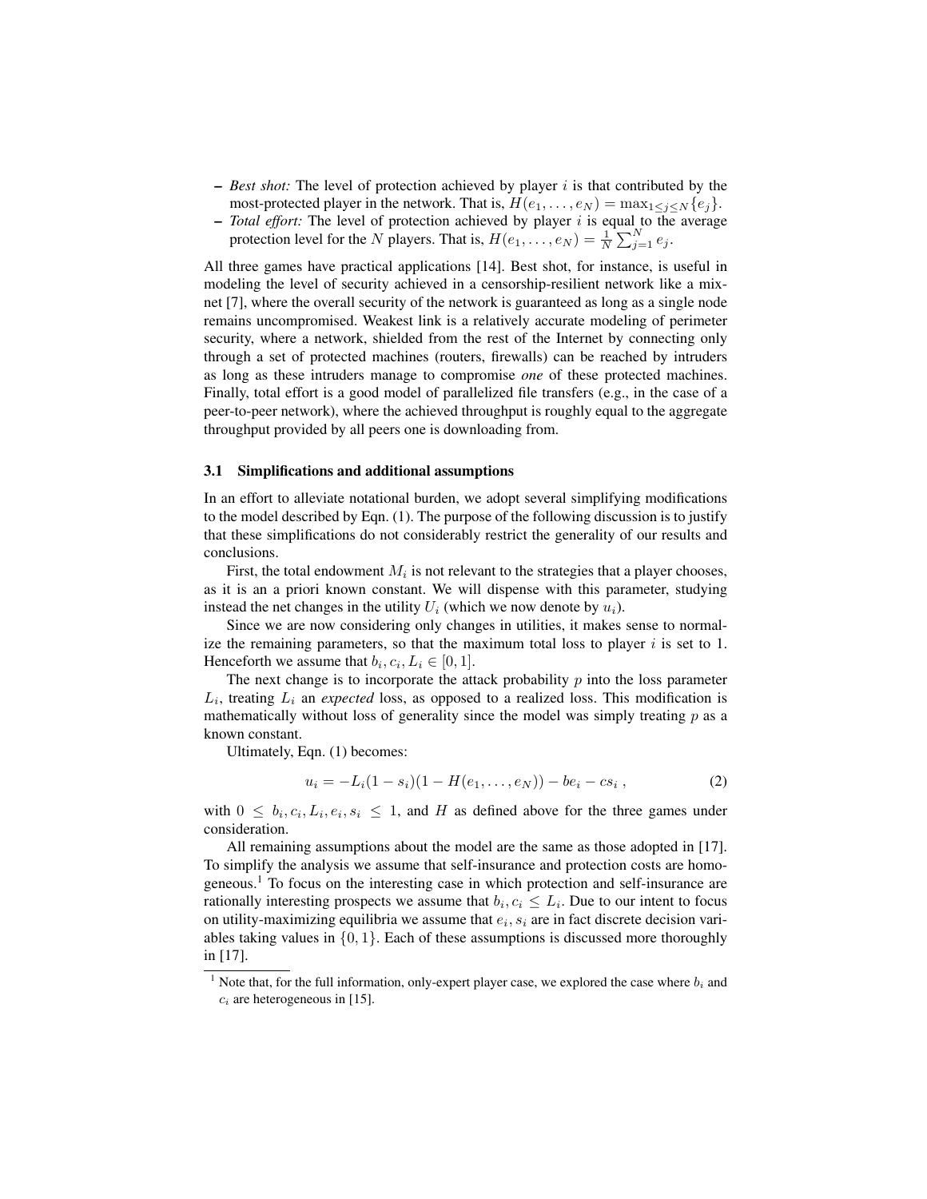- *Best shot:* The level of protection achieved by player $i$ is that contributed by the most-protected player in the network. That is, $H(e_1, \ldots, e_N) = \max_{1 \leq j \leq N}\{e_j\}$.
- *Total effort:* The level of protection achieved by player $i$ is equal to the average protection level for the $N$ players. That is, $H(e_1, \ldots, e_N) = \frac{1}{N}\sum_{j=1}^{N} e_j$.

All three games have practical applications [14]. Best shot, for instance, is useful in modeling the level of security achieved in a censorship-resilient network like a mix-net [7], where the overall security of the network is guaranteed as long as a single node remains uncompromised. Weakest link is a relatively accurate modeling of perimeter security, where a network, shielded from the rest of the Internet by connecting only through a set of protected machines (routers, firewalls) can be reached by intruders as long as these intruders manage to compromise *one* of these protected machines. Finally, total effort is a good model of parallelized file transfers (e.g., in the case of a peer-to-peer network), where the achieved throughput is roughly equal to the aggregate throughput provided by all peers one is downloading from.

### 3.1 Simplifications and additional assumptions

In an effort to alleviate notational burden, we adopt several simplifying modifications to the model described by Eqn. (1). The purpose of the following discussion is to justify that these simplifications do not considerably restrict the generality of our results and conclusions.

First, the total endowment $M_i$ is not relevant to the strategies that a player chooses, as it is an a priori known constant. We will dispense with this parameter, studying instead the net changes in the utility $U_i$ (which we now denote by $u_i$).

Since we are now considering only changes in utilities, it makes sense to normalize the remaining parameters, so that the maximum total loss to player $i$ is set to 1. Henceforth we assume that $b_i, c_i, L_i \in [0, 1]$.

The next change is to incorporate the attack probability $p$ into the loss parameter $L_i$, treating $L_i$ an *expected* loss, as opposed to a realized loss. This modification is mathematically without loss of generality since the model was simply treating $p$ as a known constant.

Ultimately, Eqn. (1) becomes:

$$u_i = -L_i(1 - s_i)(1 - H(e_1, \ldots, e_N)) - be_i - cs_i \;, \tag{2}$$

with $0 \leq b_i, c_i, L_i, e_i, s_i \leq 1$, and $H$ as defined above for the three games under consideration.

All remaining assumptions about the model are the same as those adopted in [17]. To simplify the analysis we assume that self-insurance and protection costs are homogeneous.[1] To focus on the interesting case in which protection and self-insurance are rationally interesting prospects we assume that $b_i, c_i \leq L_i$. Due to our intent to focus on utility-maximizing equilibria we assume that $e_i, s_i$ are in fact discrete decision variables taking values in $\{0, 1\}$. Each of these assumptions is discussed more thoroughly in [17].

---

[1] Note that, for the full information, only-expert player case, we explored the case where $b_i$ and $c_i$ are heterogeneous in [15].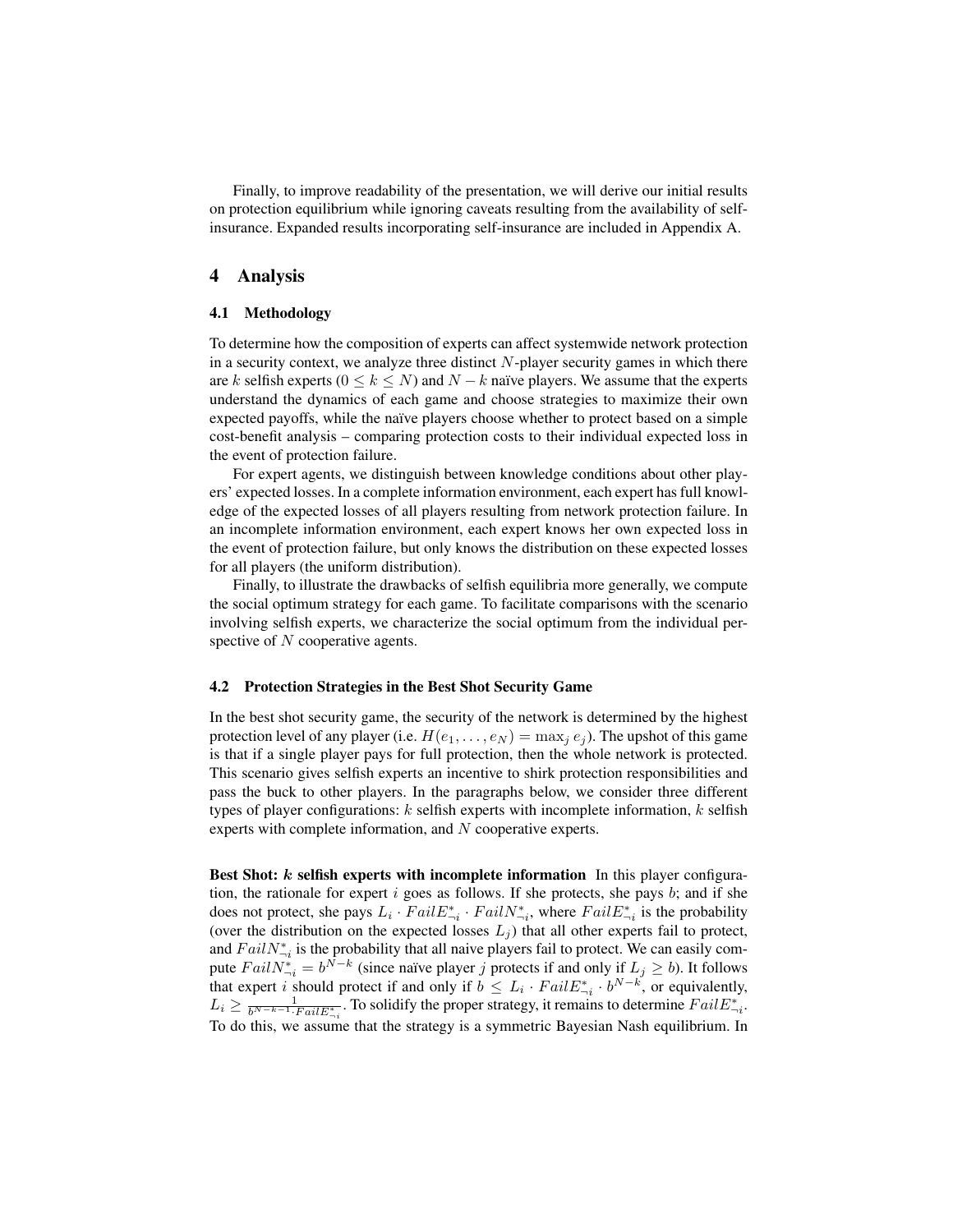Finally, to improve readability of the presentation, we will derive our initial results on protection equilibrium while ignoring caveats resulting from the availability of self-insurance. Expanded results incorporating self-insurance are included in Appendix A.

## 4 Analysis

### 4.1 Methodology

To determine how the composition of experts can affect systemwide network protection in a security context, we analyze three distinct $N$-player security games in which there are $k$ selfish experts ($0 \leq k \leq N$) and $N-k$ naïve players. We assume that the experts understand the dynamics of each game and choose strategies to maximize their own expected payoffs, while the naïve players choose whether to protect based on a simple cost-benefit analysis – comparing protection costs to their individual expected loss in the event of protection failure.

For expert agents, we distinguish between knowledge conditions about other players' expected losses. In a complete information environment, each expert has full knowledge of the expected losses of all players resulting from network protection failure. In an incomplete information environment, each expert knows her own expected loss in the event of protection failure, but only knows the distribution on these expected losses for all players (the uniform distribution).

Finally, to illustrate the drawbacks of selfish equilibria more generally, we compute the social optimum strategy for each game. To facilitate comparisons with the scenario involving selfish experts, we characterize the social optimum from the individual perspective of $N$ cooperative agents.

### 4.2 Protection Strategies in the Best Shot Security Game

In the best shot security game, the security of the network is determined by the highest protection level of any player (i.e. $H(e_1, \ldots, e_N) = \max_j e_j$). The upshot of this game is that if a single player pays for full protection, then the whole network is protected. This scenario gives selfish experts an incentive to shirk protection responsibilities and pass the buck to other players. In the paragraphs below, we consider three different types of player configurations: $k$ selfish experts with incomplete information, $k$ selfish experts with complete information, and $N$ cooperative experts.

**Best Shot: $k$ selfish experts with incomplete information** In this player configuration, the rationale for expert $i$ goes as follows. If she protects, she pays $b$; and if she does not protect, she pays $L_i \cdot FailE^*_{\neg i} \cdot FailN^*_{\neg i}$, where $FailE^*_{\neg i}$ is the probability (over the distribution on the expected losses $L_j$) that all other experts fail to protect, and $FailN^*_{\neg i}$ is the probability that all naive players fail to protect. We can easily compute $FailN^*_{\neg i} = b^{N-k}$ (since naïve player $j$ protects if and only if $L_j \geq b$). It follows that expert $i$ should protect if and only if $b \leq L_i \cdot FailE^*_{\neg i} \cdot b^{N-k}$, or equivalently, $L_i \geq \frac{1}{b^{N-k-1} \cdot FailE^*_{\neg i}}$. To solidify the proper strategy, it remains to determine $FailE^*_{\neg i}$. To do this, we assume that the strategy is a symmetric Bayesian Nash equilibrium. In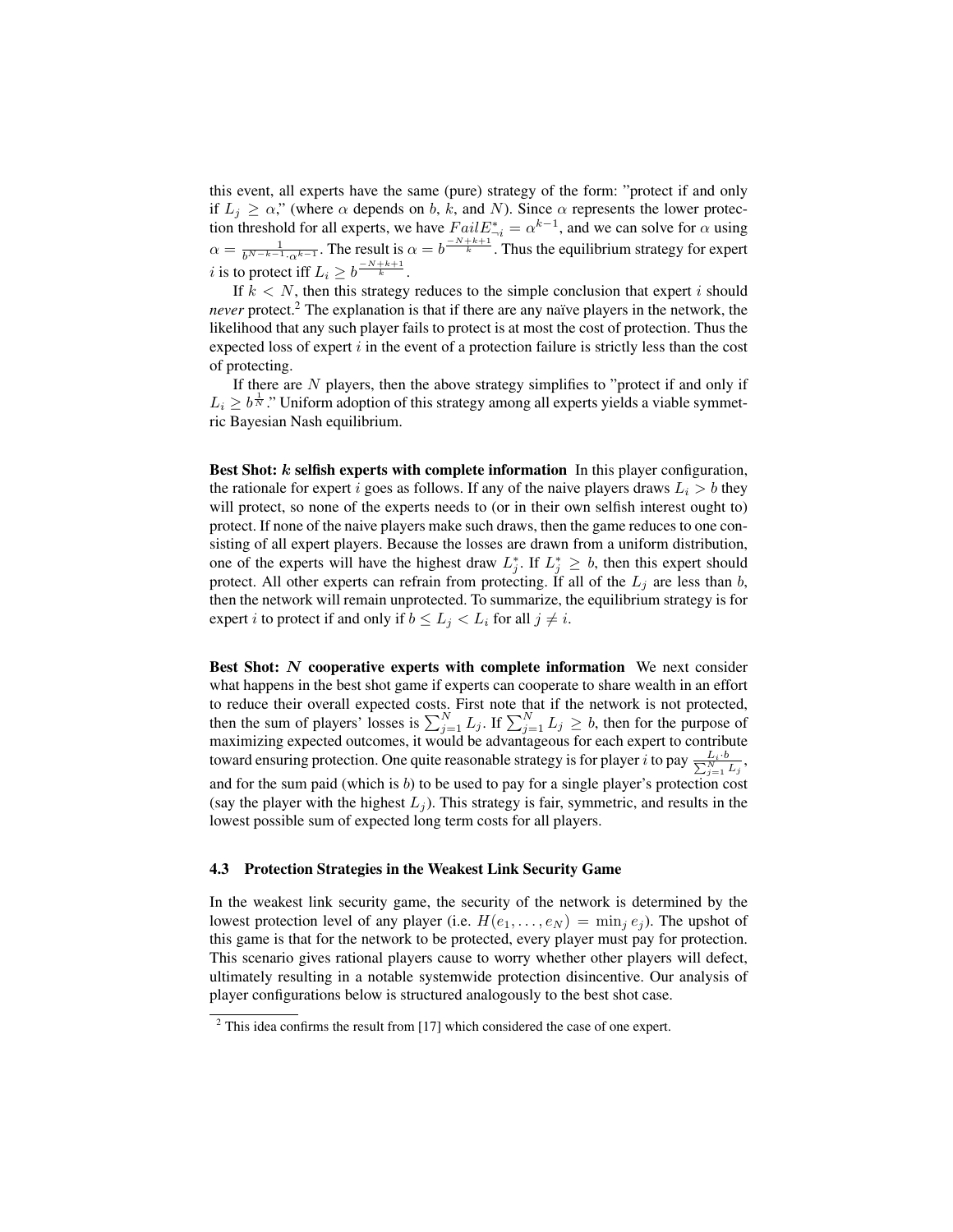this event, all experts have the same (pure) strategy of the form: "protect if and only if $L_j \geq \alpha$," (where $\alpha$ depends on $b$, $k$, and $N$). Since $\alpha$ represents the lower protection threshold for all experts, we have $FailE^*_{-i} = \alpha^{k-1}$, and we can solve for $\alpha$ using $\alpha = \frac{1}{b^{N-k-1} \cdot \alpha^{k-1}}$. The result is $\alpha = b^{\frac{-N+k+1}{k}}$. Thus the equilibrium strategy for expert $i$ is to protect iff $L_i \geq b^{\frac{-N+k+1}{k}}$.

If $k < N$, then this strategy reduces to the simple conclusion that expert $i$ should *never* protect.[2] The explanation is that if there are any naïve players in the network, the likelihood that any such player fails to protect is at most the cost of protection. Thus the expected loss of expert $i$ in the event of a protection failure is strictly less than the cost of protecting.

If there are $N$ players, then the above strategy simplifies to "protect if and only if $L_i \geq b^{\frac{1}{N}}$." Uniform adoption of this strategy among all experts yields a viable symmetric Bayesian Nash equilibrium.

**Best Shot: *k* selfish experts with complete information** In this player configuration, the rationale for expert $i$ goes as follows. If any of the naive players draws $L_i > b$ they will protect, so none of the experts needs to (or in their own selfish interest ought to) protect. If none of the naive players make such draws, then the game reduces to one consisting of all expert players. Because the losses are drawn from a uniform distribution, one of the experts will have the highest draw $L^*_j$. If $L^*_j \geq b$, then this expert should protect. All other experts can refrain from protecting. If all of the $L_j$ are less than $b$, then the network will remain unprotected. To summarize, the equilibrium strategy is for expert $i$ to protect if and only if $b \leq L_j < L_i$ for all $j \neq i$.

**Best Shot: *N* cooperative experts with complete information** We next consider what happens in the best shot game if experts can cooperate to share wealth in an effort to reduce their overall expected costs. First note that if the network is not protected, then the sum of players' losses is $\sum_{j=1}^{N} L_j$. If $\sum_{j=1}^{N} L_j \geq b$, then for the purpose of maximizing expected outcomes, it would be advantageous for each expert to contribute toward ensuring protection. One quite reasonable strategy is for player $i$ to pay $\frac{L_i \cdot b}{\sum_{j=1}^{N} L_j}$, and for the sum paid (which is $b$) to be used to pay for a single player's protection cost (say the player with the highest $L_j$). This strategy is fair, symmetric, and results in the lowest possible sum of expected long term costs for all players.

### 4.3 Protection Strategies in the Weakest Link Security Game

In the weakest link security game, the security of the network is determined by the lowest protection level of any player (i.e. $H(e_1, \ldots, e_N) = \min_j e_j$). The upshot of this game is that for the network to be protected, every player must pay for protection. This scenario gives rational players cause to worry whether other players will defect, ultimately resulting in a notable systemwide protection disincentive. Our analysis of player configurations below is structured analogously to the best shot case.

[2] This idea confirms the result from [17] which considered the case of one expert.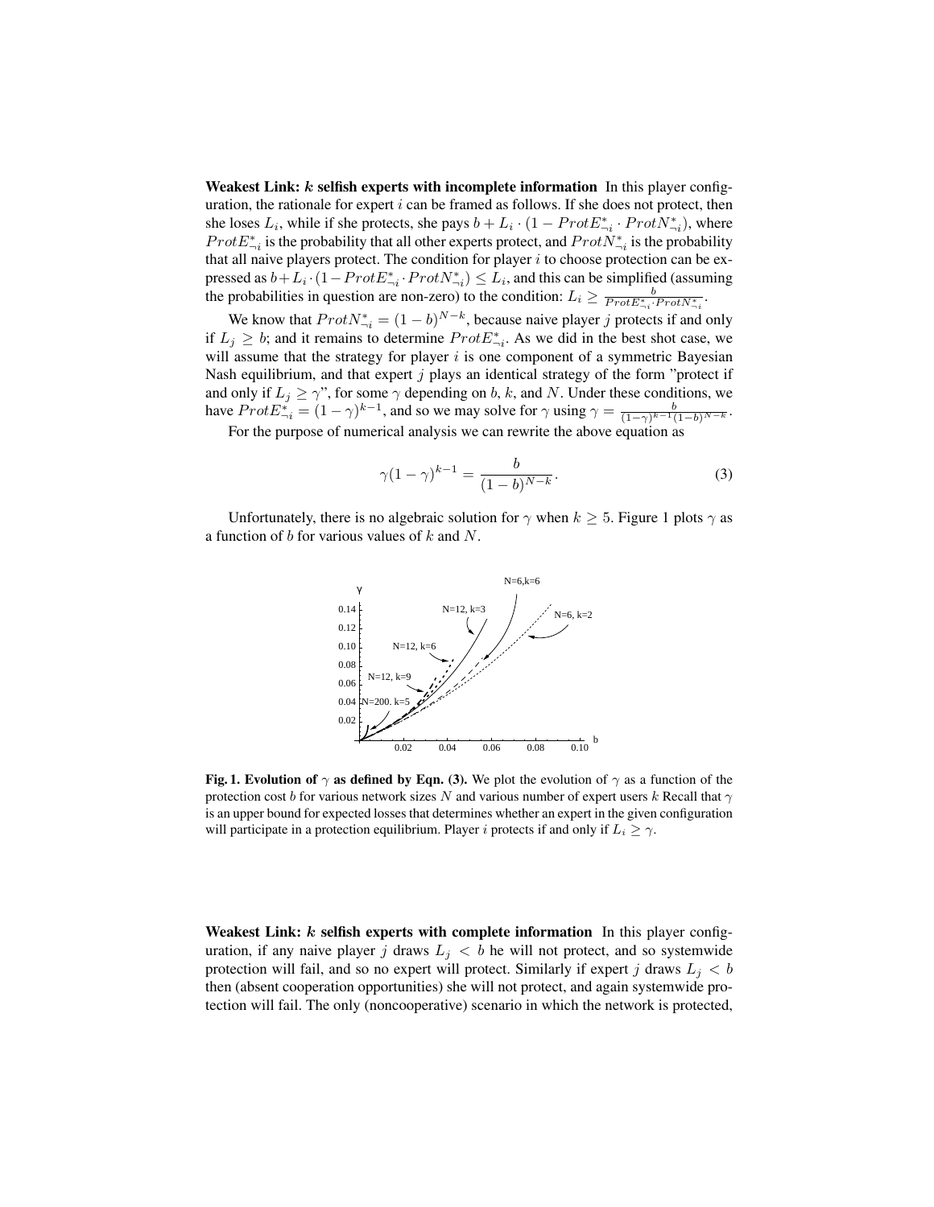**Weakest Link: $k$ selfish experts with incomplete information** In this player configuration, the rationale for expert $i$ can be framed as follows. If she does not protect, then she loses $L_i$, while if she protects, she pays $b + L_i \cdot (1 - ProtE^*_{\neg i} \cdot ProtN^*_{\neg i})$, where $ProtE^*_{\neg i}$ is the probability that all other experts protect, and $ProtN^*_{\neg i}$ is the probability that all naive players protect. The condition for player $i$ to choose protection can be expressed as $b + L_i \cdot (1 - ProtE^*_{\neg i} \cdot ProtN^*_{\neg i}) \leq L_i$, and this can be simplified (assuming the probabilities in question are non-zero) to the condition: $L_i \geq \frac{b}{ProtE^*_{\neg i} \cdot ProtN^*_{\neg i}}$.

We know that $ProtN^*_{\neg i} = (1 - b)^{N-k}$, because naive player $j$ protects if and only if $L_j \geq b$; and it remains to determine $ProtE^*_{\neg i}$. As we did in the best shot case, we will assume that the strategy for player $i$ is one component of a symmetric Bayesian Nash equilibrium, and that expert $j$ plays an identical strategy of the form "protect if and only if $L_j \geq \gamma$", for some $\gamma$ depending on $b$, $k$, and $N$. Under these conditions, we have $ProtE^*_{\neg i} = (1 - \gamma)^{k-1}$, and so we may solve for $\gamma$ using $\gamma = \frac{b}{(1-\gamma)^{k-1}(1-b)^{N-k}}$.

For the purpose of numerical analysis we can rewrite the above equation as

$$\gamma(1 - \gamma)^{k-1} = \frac{b}{(1 - b)^{N-k}}. \tag{3}$$

Unfortunately, there is no algebraic solution for $\gamma$ when $k \geq 5$. Figure 1 plots $\gamma$ as a function of $b$ for various values of $k$ and $N$.

**Fig. 1. Evolution of $\gamma$ as defined by Eqn. (3).** We plot the evolution of $\gamma$ as a function of the protection cost $b$ for various network sizes $N$ and various number of expert users $k$ Recall that $\gamma$ is an upper bound for expected losses that determines whether an expert in the given configuration will participate in a protection equilibrium. Player $i$ protects if and only if $L_i \geq \gamma$.

**Weakest Link: $k$ selfish experts with complete information** In this player configuration, if any naive player $j$ draws $L_j < b$ he will not protect, and so systemwide protection will fail, and so no expert will protect. Similarly if expert $j$ draws $L_j < b$ then (absent cooperation opportunities) she will not protect, and again systemwide protection will fail. The only (noncooperative) scenario in which the network is protected,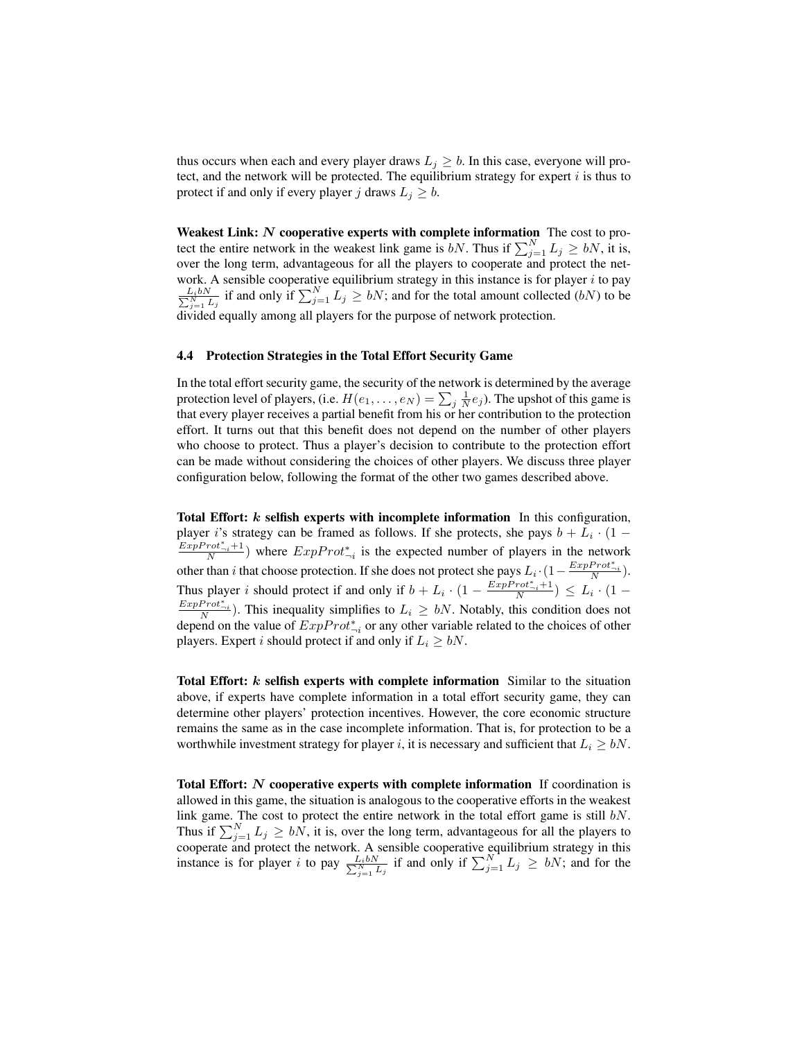thus occurs when each and every player draws $L_j \geq b$. In this case, everyone will protect, and the network will be protected. The equilibrium strategy for expert $i$ is thus to protect if and only if every player $j$ draws $L_j \geq b$.

**Weakest Link: $N$ cooperative experts with complete information** The cost to protect the entire network in the weakest link game is $bN$. Thus if $\sum_{j=1}^{N} L_j \geq bN$, it is, over the long term, advantageous for all the players to cooperate and protect the network. A sensible cooperative equilibrium strategy in this instance is for player $i$ to pay $\frac{L_i bN}{\sum_{j=1}^{N} L_j}$ if and only if $\sum_{j=1}^{N} L_j \geq bN$; and for the total amount collected ($bN$) to be divided equally among all players for the purpose of network protection.

### 4.4 Protection Strategies in the Total Effort Security Game

In the total effort security game, the security of the network is determined by the average protection level of players, (i.e. $H(e_1, \ldots, e_N) = \sum_j \frac{1}{N} e_j$). The upshot of this game is that every player receives a partial benefit from his or her contribution to the protection effort. It turns out that this benefit does not depend on the number of other players who choose to protect. Thus a player's decision to contribute to the protection effort can be made without considering the choices of other players. We discuss three player configuration below, following the format of the other two games described above.

**Total Effort: $k$ selfish experts with incomplete information** In this configuration, player $i$'s strategy can be framed as follows. If she protects, she pays $b + L_i \cdot (1 - \frac{ExpProt^*_{\neg i}+1}{N})$ where $ExpProt^*_{\neg i}$ is the expected number of players in the network other than $i$ that choose protection. If she does not protect she pays $L_i \cdot (1 - \frac{ExpProt^*_{\neg i}}{N})$. Thus player $i$ should protect if and only if $b + L_i \cdot (1 - \frac{ExpProt^*_{\neg i}+1}{N}) \leq L_i \cdot (1 - \frac{ExpProt^*_{\neg i}}{N})$. This inequality simplifies to $L_i \geq bN$. Notably, this condition does not depend on the value of $ExpProt^*_{\neg i}$ or any other variable related to the choices of other players. Expert $i$ should protect if and only if $L_i \geq bN$.

**Total Effort: $k$ selfish experts with complete information** Similar to the situation above, if experts have complete information in a total effort security game, they can determine other players' protection incentives. However, the core economic structure remains the same as in the case incomplete information. That is, for protection to be a worthwhile investment strategy for player $i$, it is necessary and sufficient that $L_i \geq bN$.

**Total Effort: $N$ cooperative experts with complete information** If coordination is allowed in this game, the situation is analogous to the cooperative efforts in the weakest link game. The cost to protect the entire network in the total effort game is still $bN$. Thus if $\sum_{j=1}^{N} L_j \geq bN$, it is, over the long term, advantageous for all the players to cooperate and protect the network. A sensible cooperative equilibrium strategy in this instance is for player $i$ to pay $\frac{L_i bN}{\sum_{j=1}^{N} L_j}$ if and only if $\sum_{j=1}^{N} L_j \geq bN$; and for the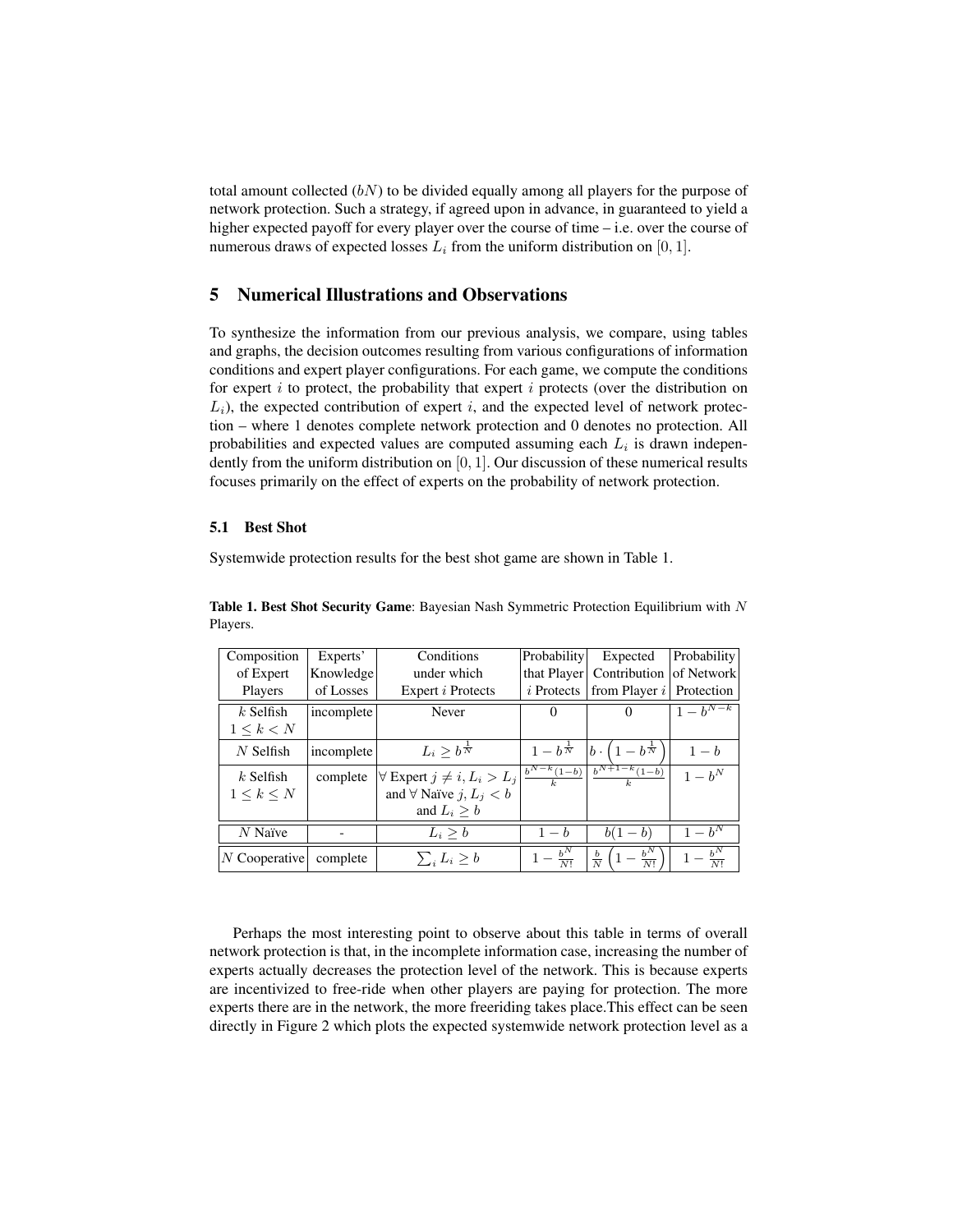total amount collected ($bN$) to be divided equally among all players for the purpose of network protection. Such a strategy, if agreed upon in advance, in guaranteed to yield a higher expected payoff for every player over the course of time – i.e. over the course of numerous draws of expected losses $L_i$ from the uniform distribution on $[0, 1]$.

## 5 Numerical Illustrations and Observations

To synthesize the information from our previous analysis, we compare, using tables and graphs, the decision outcomes resulting from various configurations of information conditions and expert player configurations. For each game, we compute the conditions for expert $i$ to protect, the probability that expert $i$ protects (over the distribution on $L_i$), the expected contribution of expert $i$, and the expected level of network protection – where 1 denotes complete network protection and 0 denotes no protection. All probabilities and expected values are computed assuming each $L_i$ is drawn independently from the uniform distribution on $[0, 1]$. Our discussion of these numerical results focuses primarily on the effect of experts on the probability of network protection.

### 5.1 Best Shot

Systemwide protection results for the best shot game are shown in Table 1.

**Table 1. Best Shot Security Game**: Bayesian Nash Symmetric Protection Equilibrium with $N$ Players.

| Composition of Expert Players | Experts' Knowledge of Losses | Conditions under which Expert $i$ Protects | Probability that Player $i$ Protects | Expected Contribution from Player $i$ | Probability of Network Protection |
|---|---|---|---|---|---|
| $k$ Selfish $1 \leq k < N$ | incomplete | Never | 0 | 0 | $1 - b^{N-k}$ |
| $N$ Selfish | incomplete | $L_i \geq b^{\frac{1}{N}}$ | $1 - b^{\frac{1}{N}}$ | $b \cdot \left(1 - b^{\frac{1}{N}}\right)$ | $1 - b$ |
| $k$ Selfish $1 \leq k \leq N$ | complete | $\forall$ Expert $j \neq i, L_i > L_j$ and $\forall$ Naïve $j, L_j < b$ and $L_i \geq b$ | $\frac{b^{N-k}(1-b)}{k}$ | $\frac{b^{N+1-k}(1-b)}{k}$ | $1 - b^N$ |
| $N$ Naïve | - | $L_i \geq b$ | $1 - b$ | $b(1 - b)$ | $1 - b^N$ |
| $N$ Cooperative | complete | $\sum_i L_i \geq b$ | $1 - \frac{b^N}{N!}$ | $\frac{b}{N}\left(1 - \frac{b^N}{N!}\right)$ | $1 - \frac{b^N}{N!}$ |

Perhaps the most interesting point to observe about this table in terms of overall network protection is that, in the incomplete information case, increasing the number of experts actually decreases the protection level of the network. This is because experts are incentivized to free-ride when other players are paying for protection. The more experts there are in the network, the more freeriding takes place.This effect can be seen directly in Figure 2 which plots the expected systemwide network protection level as a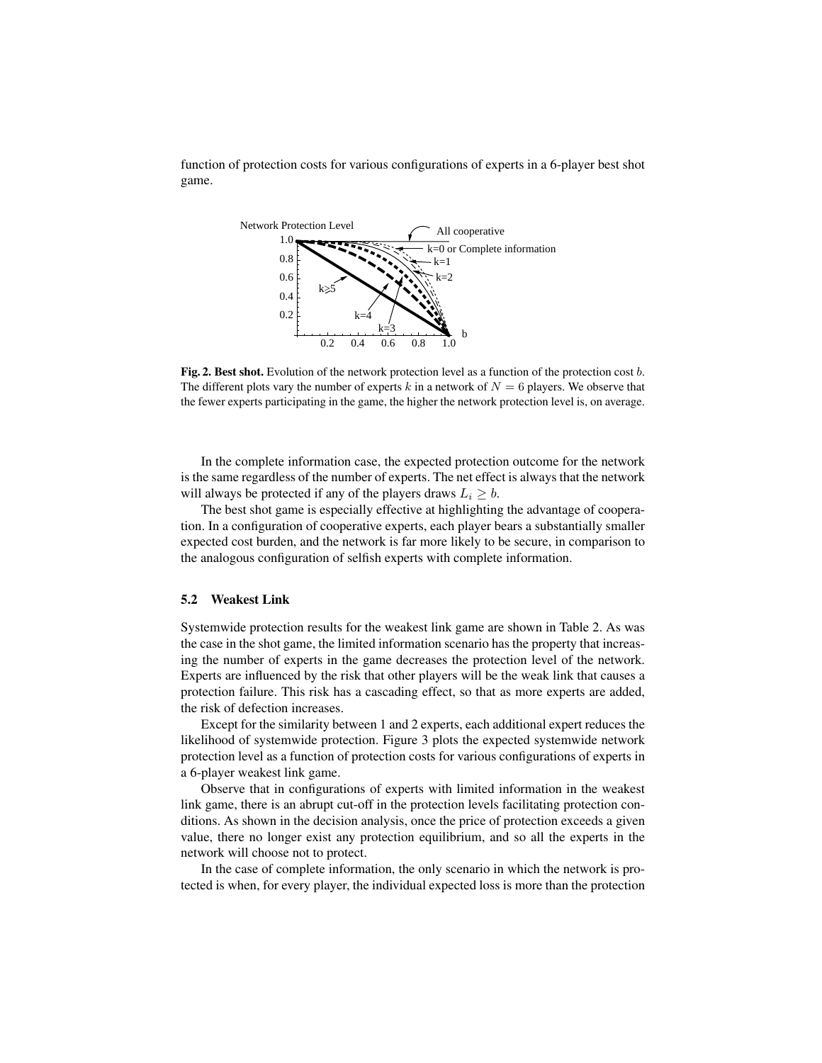function of protection costs for various configurations of experts in a 6-player best shot game.

**Fig. 2. Best shot.** Evolution of the network protection level as a function of the protection cost $b$. The different plots vary the number of experts $k$ in a network of $N = 6$ players. We observe that the fewer experts participating in the game, the higher the network protection level is, on average.

In the complete information case, the expected protection outcome for the network is the same regardless of the number of experts. The net effect is always that the network will always be protected if any of the players draws $L_i \geq b$.

The best shot game is especially effective at highlighting the advantage of cooperation. In a configuration of cooperative experts, each player bears a substantially smaller expected cost burden, and the network is far more likely to be secure, in comparison to the analogous configuration of selfish experts with complete information.

### 5.2 Weakest Link

Systemwide protection results for the weakest link game are shown in Table 2. As was the case in the shot game, the limited information scenario has the property that increasing the number of experts in the game decreases the protection level of the network. Experts are influenced by the risk that other players will be the weak link that causes a protection failure. This risk has a cascading effect, so that as more experts are added, the risk of defection increases.

Except for the similarity between 1 and 2 experts, each additional expert reduces the likelihood of systemwide protection. Figure 3 plots the expected systemwide network protection level as a function of protection costs for various configurations of experts in a 6-player weakest link game.

Observe that in configurations of experts with limited information in the weakest link game, there is an abrupt cut-off in the protection levels facilitating protection conditions. As shown in the decision analysis, once the price of protection exceeds a given value, there no longer exist any protection equilibrium, and so all the experts in the network will choose not to protect.

In the case of complete information, the only scenario in which the network is protected is when, for every player, the individual expected loss is more than the protection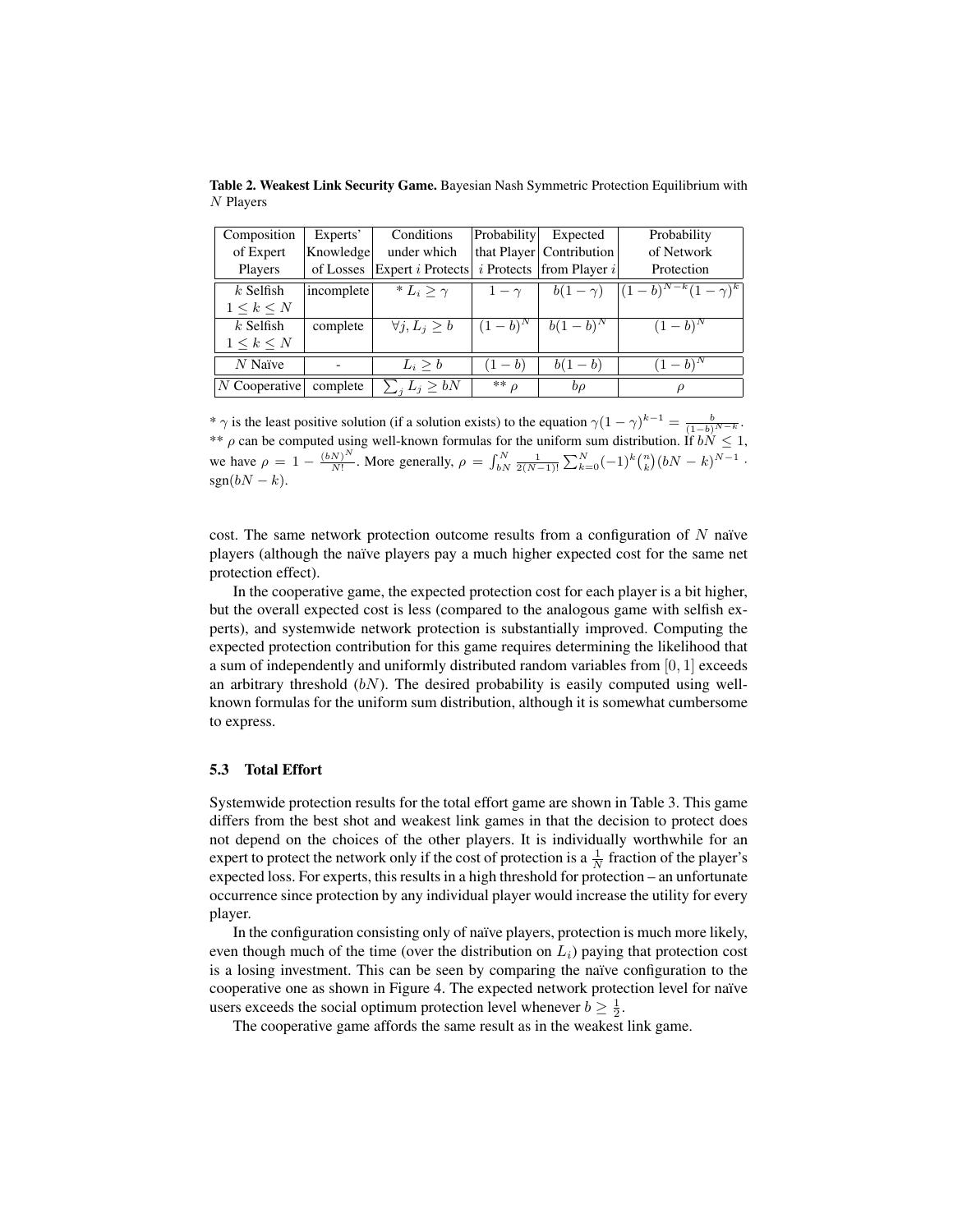**Table 2. Weakest Link Security Game.** Bayesian Nash Symmetric Protection Equilibrium with $N$ Players

| Composition of Expert Players | Experts' Knowledge of Losses | Conditions under which Expert $i$ Protects | Probability that Player $i$ Protects | Expected Contribution from Player $i$ | Probability of Network Protection |
|---|---|---|---|---|---|
| $k$ Selfish $1 \leq k \leq N$ | incomplete | * $L_i \geq \gamma$ | $1-\gamma$ | $b(1-\gamma)$ | $(1-b)^{N-k}(1-\gamma)^k$ |
| $k$ Selfish $1 \leq k \leq N$ | complete | $\forall j, L_j \geq b$ | $(1-b)^N$ | $b(1-b)^N$ | $(1-b)^N$ |
| $N$ Naïve | - | $L_i \geq b$ | $(1-b)$ | $b(1-b)$ | $(1-b)^N$ |
| $N$ Cooperative | complete | $\sum_j L_j \geq bN$ | ** $\rho$ | $b\rho$ | $\rho$ |

\* $\gamma$ is the least positive solution (if a solution exists) to the equation $\gamma(1-\gamma)^{k-1} = \frac{b}{(1-b)^{N-k}}$.
\*\* $\rho$ can be computed using well-known formulas for the uniform sum distribution. If $bN \leq 1$, we have $\rho = 1 - \frac{(bN)^N}{N!}$. More generally, $\rho = \int_{bN}^{N} \frac{1}{2(N-1)!} \sum_{k=0}^{N} (-1)^k \binom{n}{k} (bN-k)^{N-1} \cdot \text{sgn}(bN-k)$.

cost. The same network protection outcome results from a configuration of $N$ naïve players (although the naïve players pay a much higher expected cost for the same net protection effect).

In the cooperative game, the expected protection cost for each player is a bit higher, but the overall expected cost is less (compared to the analogous game with selfish experts), and systemwide network protection is substantially improved. Computing the expected protection contribution for this game requires determining the likelihood that a sum of independently and uniformly distributed random variables from $[0, 1]$ exceeds an arbitrary threshold ($bN$). The desired probability is easily computed using well-known formulas for the uniform sum distribution, although it is somewhat cumbersome to express.

### 5.3 Total Effort

Systemwide protection results for the total effort game are shown in Table 3. This game differs from the best shot and weakest link games in that the decision to protect does not depend on the choices of the other players. It is individually worthwhile for an expert to protect the network only if the cost of protection is a $\frac{1}{N}$ fraction of the player's expected loss. For experts, this results in a high threshold for protection – an unfortunate occurrence since protection by any individual player would increase the utility for every player.

In the configuration consisting only of naïve players, protection is much more likely, even though much of the time (over the distribution on $L_i$) paying that protection cost is a losing investment. This can be seen by comparing the naïve configuration to the cooperative one as shown in Figure 4. The expected network protection level for naïve users exceeds the social optimum protection level whenever $b \geq \frac{1}{2}$.

The cooperative game affords the same result as in the weakest link game.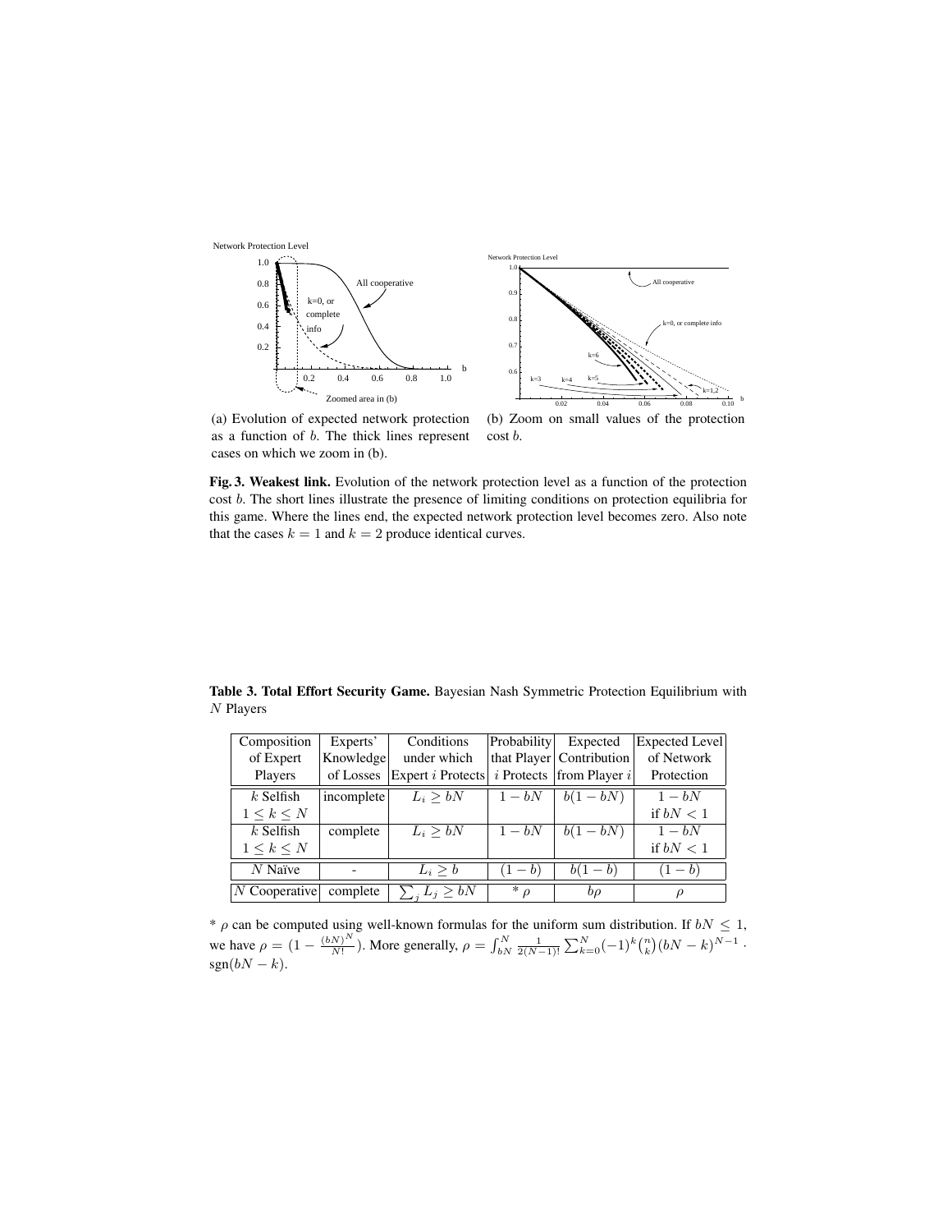(a) Evolution of expected network protection as a function of $b$. The thick lines represent cases on which we zoom in (b).

(b) Zoom on small values of the protection cost $b$.

**Fig. 3. Weakest link.** Evolution of the network protection level as a function of the protection cost $b$. The short lines illustrate the presence of limiting conditions on protection equilibria for this game. Where the lines end, the expected network protection level becomes zero. Also note that the cases $k = 1$ and $k = 2$ produce identical curves.

**Table 3. Total Effort Security Game.** Bayesian Nash Symmetric Protection Equilibrium with $N$ Players

| Composition of Expert Players | Experts' Knowledge of Losses | Conditions under which Expert $i$ Protects | Probability that Player $i$ Protects | Expected Contribution from Player $i$ | Expected Level of Network Protection |
|---|---|---|---|---|---|
| $k$ Selfish $1 \leq k \leq N$ | incomplete | $L_i \geq bN$ | $1 - bN$ | $b(1 - bN)$ | $1 - bN$ if $bN < 1$ |
| $k$ Selfish $1 \leq k \leq N$ | complete | $L_i \geq bN$ | $1 - bN$ | $b(1 - bN)$ | $1 - bN$ if $bN < 1$ |
| $N$ Naïve | - | $L_i \geq b$ | $(1 - b)$ | $b(1 - b)$ | $(1 - b)$ |
| $N$ Cooperative | complete | $\sum_j L_j \geq bN$ | * $\rho$ | $b\rho$ | $\rho$ |

* $\rho$ can be computed using well-known formulas for the uniform sum distribution. If $bN \leq 1$, we have $\rho = (1 - \frac{(bN)^N}{N!})$. More generally, $\rho = \int_{bN}^{N} \frac{1}{2(N-1)!} \sum_{k=0}^{N} (-1)^k \binom{n}{k} (bN - k)^{N-1} \cdot \text{sgn}(bN - k)$.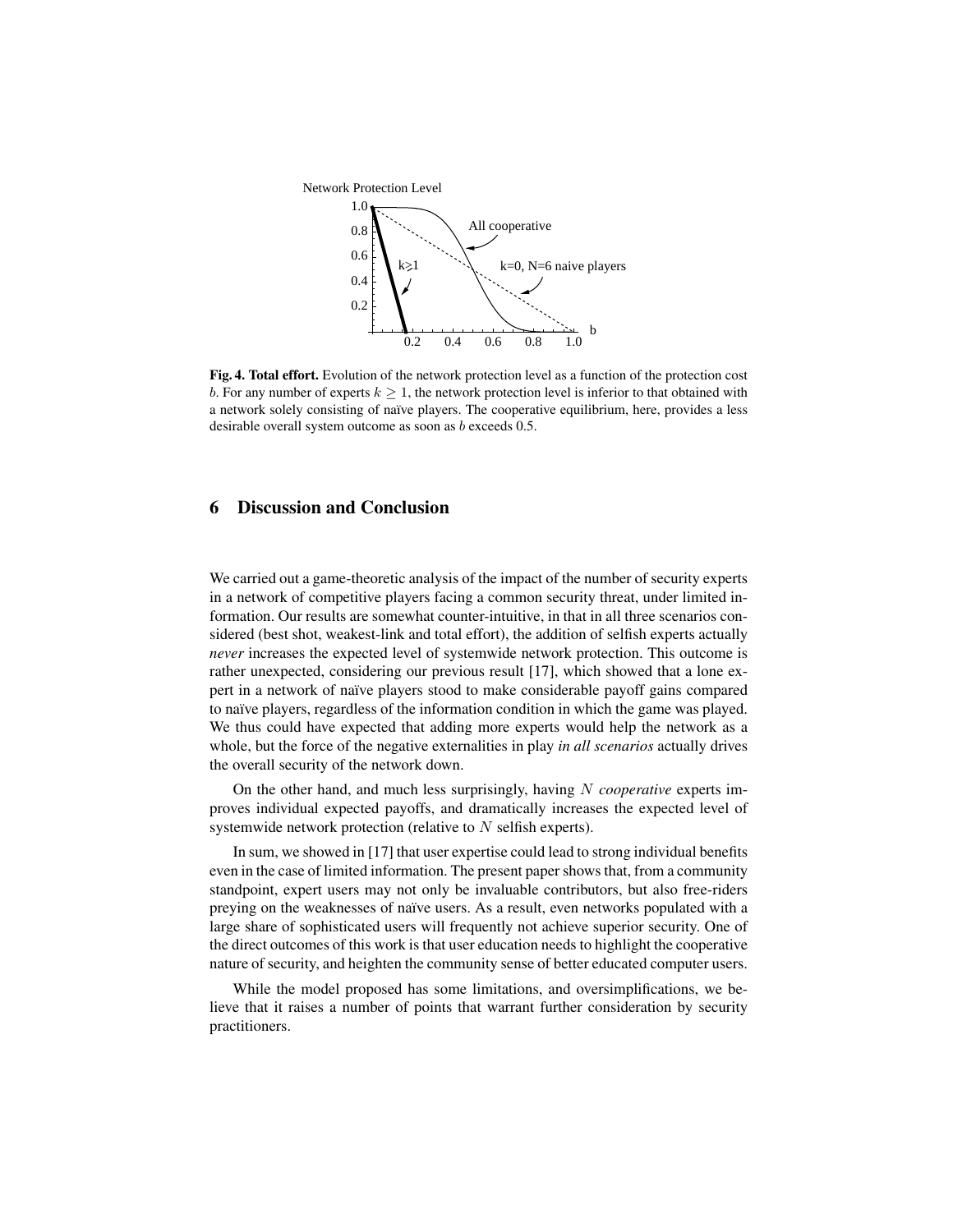**Fig. 4. Total effort.** Evolution of the network protection level as a function of the protection cost $b$. For any number of experts $k \geq 1$, the network protection level is inferior to that obtained with a network solely consisting of naïve players. The cooperative equilibrium, here, provides a less desirable overall system outcome as soon as $b$ exceeds 0.5.

## 6 Discussion and Conclusion

We carried out a game-theoretic analysis of the impact of the number of security experts in a network of competitive players facing a common security threat, under limited information. Our results are somewhat counter-intuitive, in that in all three scenarios considered (best shot, weakest-link and total effort), the addition of selfish experts actually *never* increases the expected level of systemwide network protection. This outcome is rather unexpected, considering our previous result [17], which showed that a lone expert in a network of naïve players stood to make considerable payoff gains compared to naïve players, regardless of the information condition in which the game was played. We thus could have expected that adding more experts would help the network as a whole, but the force of the negative externalities in play *in all scenarios* actually drives the overall security of the network down.

On the other hand, and much less surprisingly, having $N$ *cooperative* experts improves individual expected payoffs, and dramatically increases the expected level of systemwide network protection (relative to $N$ selfish experts).

In sum, we showed in [17] that user expertise could lead to strong individual benefits even in the case of limited information. The present paper shows that, from a community standpoint, expert users may not only be invaluable contributors, but also free-riders preying on the weaknesses of naïve users. As a result, even networks populated with a large share of sophisticated users will frequently not achieve superior security. One of the direct outcomes of this work is that user education needs to highlight the cooperative nature of security, and heighten the community sense of better educated computer users.

While the model proposed has some limitations, and oversimplifications, we believe that it raises a number of points that warrant further consideration by security practitioners.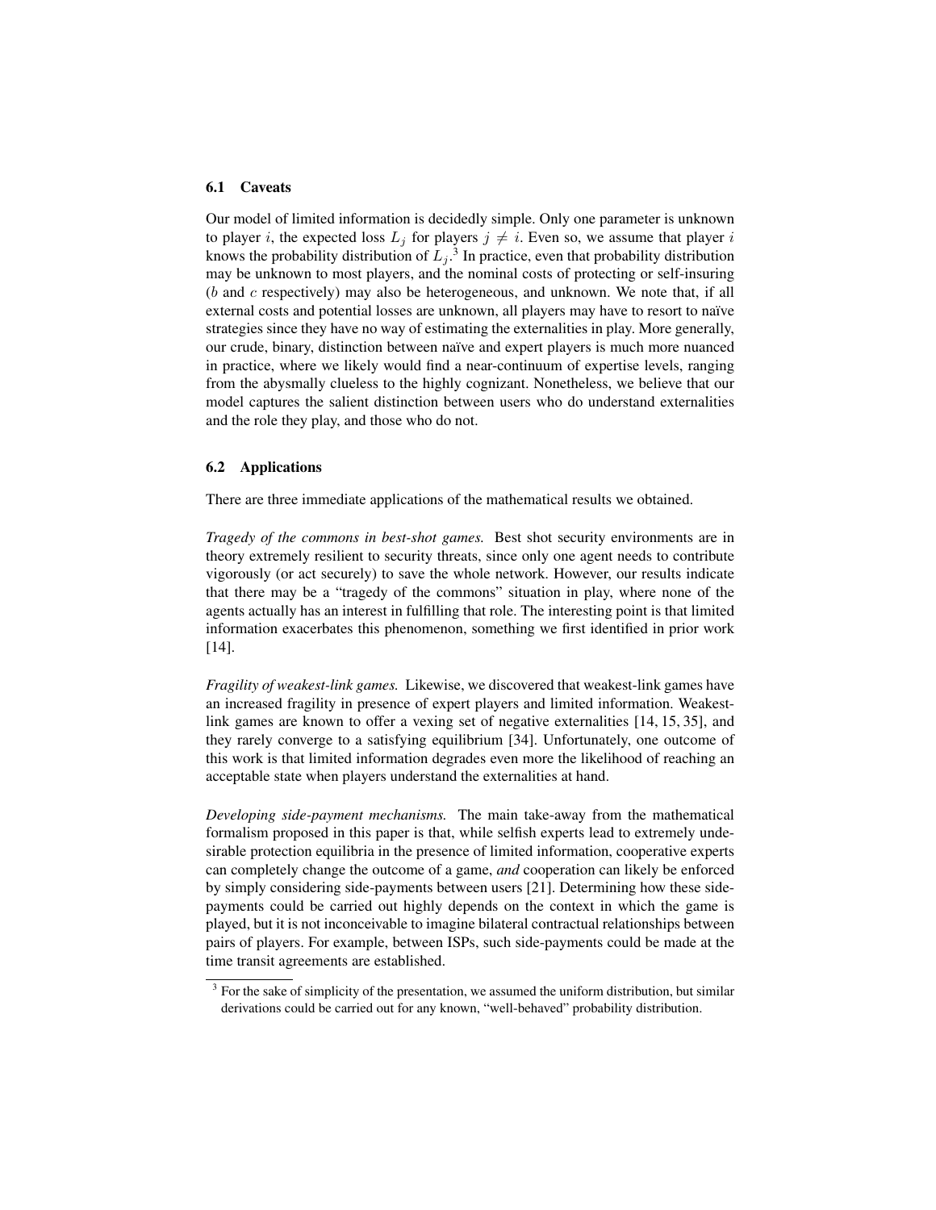### 6.1 Caveats

Our model of limited information is decidedly simple. Only one parameter is unknown to player $i$, the expected loss $L_j$ for players $j \neq i$. Even so, we assume that player $i$ knows the probability distribution of $L_j$.[3] In practice, even that probability distribution may be unknown to most players, and the nominal costs of protecting or self-insuring ($b$ and $c$ respectively) may also be heterogeneous, and unknown. We note that, if all external costs and potential losses are unknown, all players may have to resort to naïve strategies since they have no way of estimating the externalities in play. More generally, our crude, binary, distinction between naïve and expert players is much more nuanced in practice, where we likely would find a near-continuum of expertise levels, ranging from the abysmally clueless to the highly cognizant. Nonetheless, we believe that our model captures the salient distinction between users who do understand externalities and the role they play, and those who do not.

### 6.2 Applications

There are three immediate applications of the mathematical results we obtained.

*Tragedy of the commons in best-shot games.* Best shot security environments are in theory extremely resilient to security threats, since only one agent needs to contribute vigorously (or act securely) to save the whole network. However, our results indicate that there may be a "tragedy of the commons" situation in play, where none of the agents actually has an interest in fulfilling that role. The interesting point is that limited information exacerbates this phenomenon, something we first identified in prior work [14].

*Fragility of weakest-link games.* Likewise, we discovered that weakest-link games have an increased fragility in presence of expert players and limited information. Weakest-link games are known to offer a vexing set of negative externalities [14, 15, 35], and they rarely converge to a satisfying equilibrium [34]. Unfortunately, one outcome of this work is that limited information degrades even more the likelihood of reaching an acceptable state when players understand the externalities at hand.

*Developing side-payment mechanisms.* The main take-away from the mathematical formalism proposed in this paper is that, while selfish experts lead to extremely undesirable protection equilibria in the presence of limited information, cooperative experts can completely change the outcome of a game, *and* cooperation can likely be enforced by simply considering side-payments between users [21]. Determining how these side-payments could be carried out highly depends on the context in which the game is played, but it is not inconceivable to imagine bilateral contractual relationships between pairs of players. For example, between ISPs, such side-payments could be made at the time transit agreements are established.

[3] For the sake of simplicity of the presentation, we assumed the uniform distribution, but similar derivations could be carried out for any known, "well-behaved" probability distribution.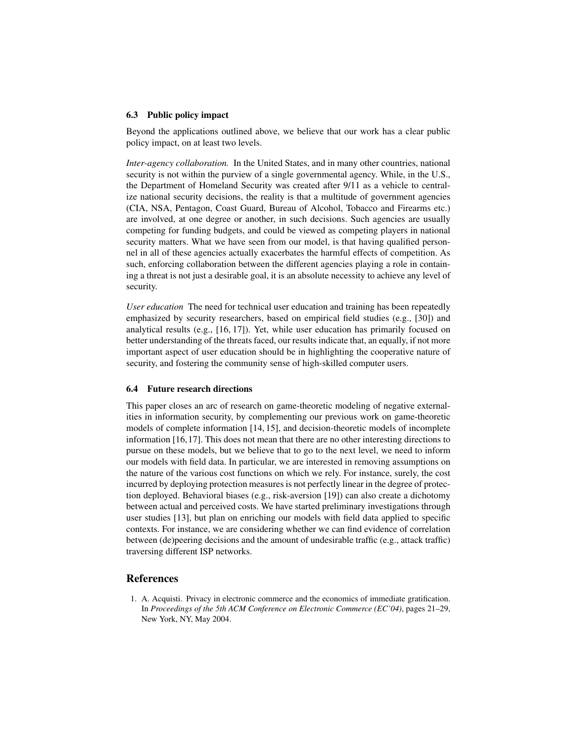### 6.3 Public policy impact

Beyond the applications outlined above, we believe that our work has a clear public policy impact, on at least two levels.

*Inter-agency collaboration.* In the United States, and in many other countries, national security is not within the purview of a single governmental agency. While, in the U.S., the Department of Homeland Security was created after 9/11 as a vehicle to centralize national security decisions, the reality is that a multitude of government agencies (CIA, NSA, Pentagon, Coast Guard, Bureau of Alcohol, Tobacco and Firearms etc.) are involved, at one degree or another, in such decisions. Such agencies are usually competing for funding budgets, and could be viewed as competing players in national security matters. What we have seen from our model, is that having qualified personnel in all of these agencies actually exacerbates the harmful effects of competition. As such, enforcing collaboration between the different agencies playing a role in containing a threat is not just a desirable goal, it is an absolute necessity to achieve any level of security.

*User education* The need for technical user education and training has been repeatedly emphasized by security researchers, based on empirical field studies (e.g., [30]) and analytical results (e.g., [16, 17]). Yet, while user education has primarily focused on better understanding of the threats faced, our results indicate that, an equally, if not more important aspect of user education should be in highlighting the cooperative nature of security, and fostering the community sense of high-skilled computer users.

### 6.4 Future research directions

This paper closes an arc of research on game-theoretic modeling of negative externalities in information security, by complementing our previous work on game-theoretic models of complete information [14, 15], and decision-theoretic models of incomplete information [16,17]. This does not mean that there are no other interesting directions to pursue on these models, but we believe that to go to the next level, we need to inform our models with field data. In particular, we are interested in removing assumptions on the nature of the various cost functions on which we rely. For instance, surely, the cost incurred by deploying protection measures is not perfectly linear in the degree of protection deployed. Behavioral biases (e.g., risk-aversion [19]) can also create a dichotomy between actual and perceived costs. We have started preliminary investigations through user studies [13], but plan on enriching our models with field data applied to specific contexts. For instance, we are considering whether we can find evidence of correlation between (de)peering decisions and the amount of undesirable traffic (e.g., attack traffic) traversing different ISP networks.

## References

1. A. Acquisti. Privacy in electronic commerce and the economics of immediate gratification. In *Proceedings of the 5th ACM Conference on Electronic Commerce (EC'04)*, pages 21–29, New York, NY, May 2004.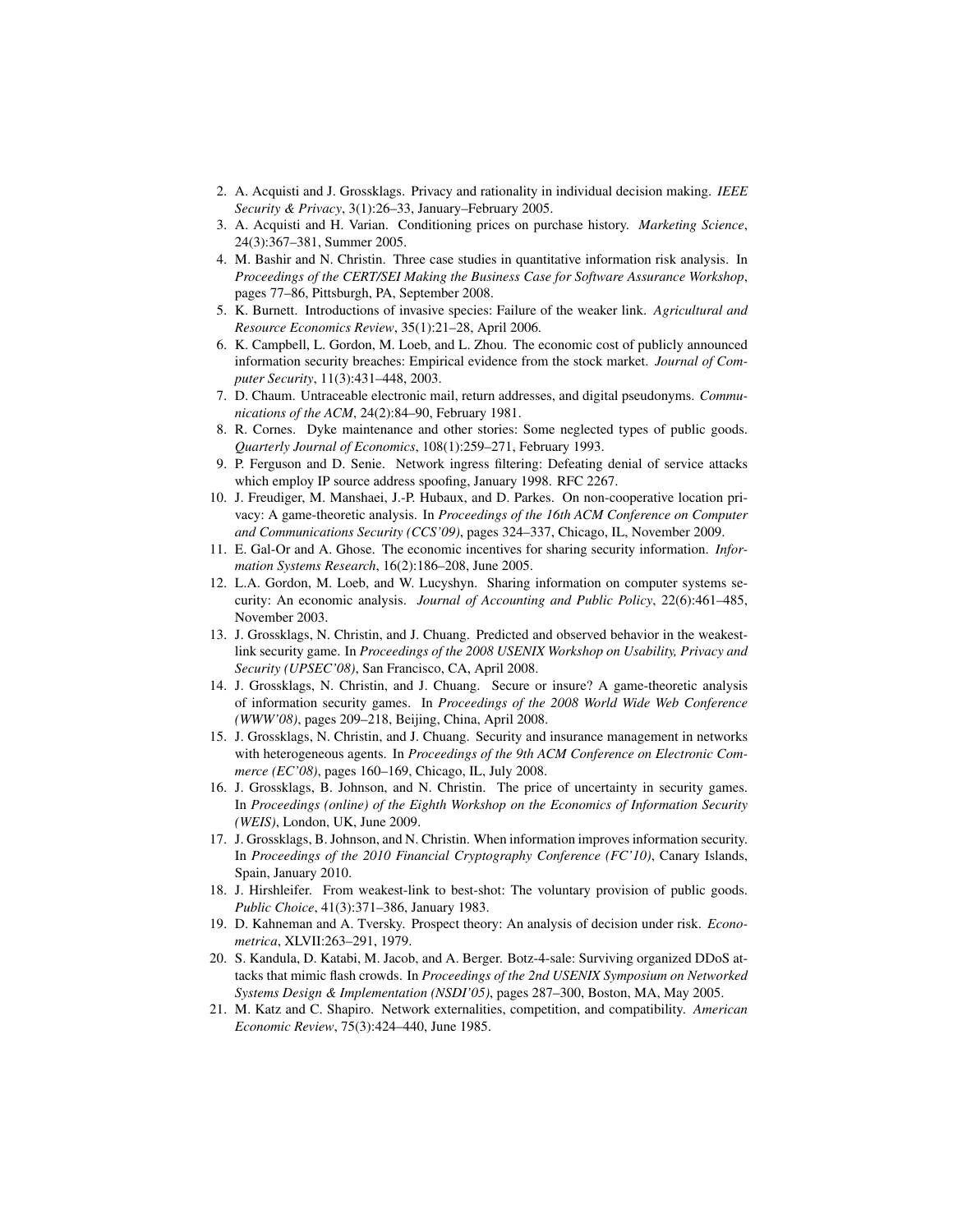2. A. Acquisti and J. Grossklags. Privacy and rationality in individual decision making. *IEEE Security & Privacy*, 3(1):26–33, January–February 2005.
3. A. Acquisti and H. Varian. Conditioning prices on purchase history. *Marketing Science*, 24(3):367–381, Summer 2005.
4. M. Bashir and N. Christin. Three case studies in quantitative information risk analysis. In *Proceedings of the CERT/SEI Making the Business Case for Software Assurance Workshop*, pages 77–86, Pittsburgh, PA, September 2008.
5. K. Burnett. Introductions of invasive species: Failure of the weaker link. *Agricultural and Resource Economics Review*, 35(1):21–28, April 2006.
6. K. Campbell, L. Gordon, M. Loeb, and L. Zhou. The economic cost of publicly announced information security breaches: Empirical evidence from the stock market. *Journal of Computer Security*, 11(3):431–448, 2003.
7. D. Chaum. Untraceable electronic mail, return addresses, and digital pseudonyms. *Communications of the ACM*, 24(2):84–90, February 1981.
8. R. Cornes. Dyke maintenance and other stories: Some neglected types of public goods. *Quarterly Journal of Economics*, 108(1):259–271, February 1993.
9. P. Ferguson and D. Senie. Network ingress filtering: Defeating denial of service attacks which employ IP source address spoofing, January 1998. RFC 2267.
10. J. Freudiger, M. Manshaei, J.-P. Hubaux, and D. Parkes. On non-cooperative location privacy: A game-theoretic analysis. In *Proceedings of the 16th ACM Conference on Computer and Communications Security (CCS'09)*, pages 324–337, Chicago, IL, November 2009.
11. E. Gal-Or and A. Ghose. The economic incentives for sharing security information. *Information Systems Research*, 16(2):186–208, June 2005.
12. L.A. Gordon, M. Loeb, and W. Lucyshyn. Sharing information on computer systems security: An economic analysis. *Journal of Accounting and Public Policy*, 22(6):461–485, November 2003.
13. J. Grossklags, N. Christin, and J. Chuang. Predicted and observed behavior in the weakest-link security game. In *Proceedings of the 2008 USENIX Workshop on Usability, Privacy and Security (UPSEC'08)*, San Francisco, CA, April 2008.
14. J. Grossklags, N. Christin, and J. Chuang. Secure or insure? A game-theoretic analysis of information security games. In *Proceedings of the 2008 World Wide Web Conference (WWW'08)*, pages 209–218, Beijing, China, April 2008.
15. J. Grossklags, N. Christin, and J. Chuang. Security and insurance management in networks with heterogeneous agents. In *Proceedings of the 9th ACM Conference on Electronic Commerce (EC'08)*, pages 160–169, Chicago, IL, July 2008.
16. J. Grossklags, B. Johnson, and N. Christin. The price of uncertainty in security games. In *Proceedings (online) of the Eighth Workshop on the Economics of Information Security (WEIS)*, London, UK, June 2009.
17. J. Grossklags, B. Johnson, and N. Christin. When information improves information security. In *Proceedings of the 2010 Financial Cryptography Conference (FC'10)*, Canary Islands, Spain, January 2010.
18. J. Hirshleifer. From weakest-link to best-shot: The voluntary provision of public goods. *Public Choice*, 41(3):371–386, January 1983.
19. D. Kahneman and A. Tversky. Prospect theory: An analysis of decision under risk. *Econometrica*, XLVII:263–291, 1979.
20. S. Kandula, D. Katabi, M. Jacob, and A. Berger. Botz-4-sale: Surviving organized DDoS attacks that mimic flash crowds. In *Proceedings of the 2nd USENIX Symposium on Networked Systems Design & Implementation (NSDI'05)*, pages 287–300, Boston, MA, May 2005.
21. M. Katz and C. Shapiro. Network externalities, competition, and compatibility. *American Economic Review*, 75(3):424–440, June 1985.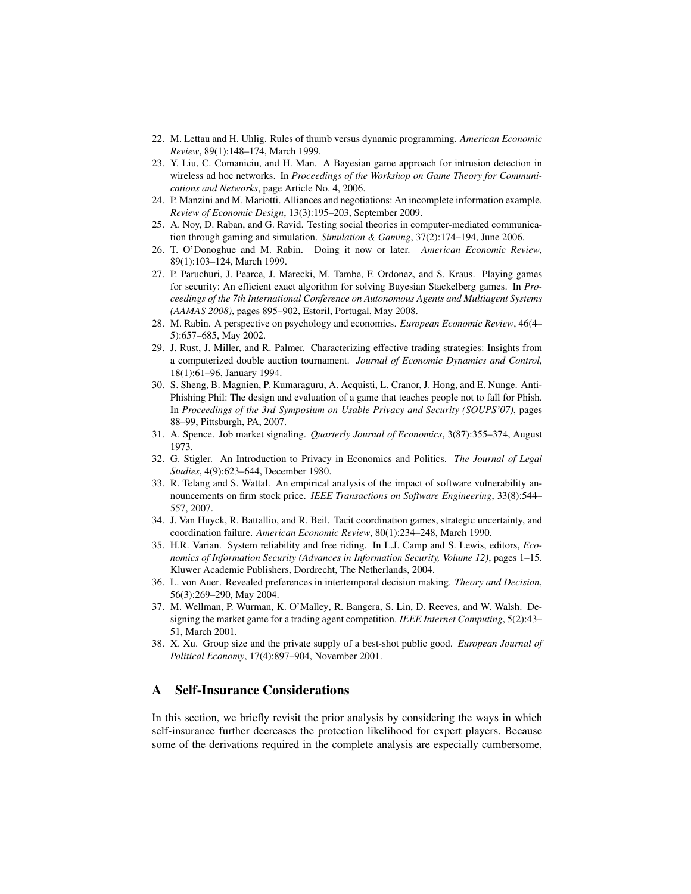22. M. Lettau and H. Uhlig. Rules of thumb versus dynamic programming. *American Economic Review*, 89(1):148–174, March 1999.
23. Y. Liu, C. Comaniciu, and H. Man. A Bayesian game approach for intrusion detection in wireless ad hoc networks. In *Proceedings of the Workshop on Game Theory for Communications and Networks*, page Article No. 4, 2006.
24. P. Manzini and M. Mariotti. Alliances and negotiations: An incomplete information example. *Review of Economic Design*, 13(3):195–203, September 2009.
25. A. Noy, D. Raban, and G. Ravid. Testing social theories in computer-mediated communication through gaming and simulation. *Simulation & Gaming*, 37(2):174–194, June 2006.
26. T. O'Donoghue and M. Rabin. Doing it now or later. *American Economic Review*, 89(1):103–124, March 1999.
27. P. Paruchuri, J. Pearce, J. Marecki, M. Tambe, F. Ordonez, and S. Kraus. Playing games for security: An efficient exact algorithm for solving Bayesian Stackelberg games. In *Proceedings of the 7th International Conference on Autonomous Agents and Multiagent Systems (AAMAS 2008)*, pages 895–902, Estoril, Portugal, May 2008.
28. M. Rabin. A perspective on psychology and economics. *European Economic Review*, 46(4–5):657–685, May 2002.
29. J. Rust, J. Miller, and R. Palmer. Characterizing effective trading strategies: Insights from a computerized double auction tournament. *Journal of Economic Dynamics and Control*, 18(1):61–96, January 1994.
30. S. Sheng, B. Magnien, P. Kumaraguru, A. Acquisti, L. Cranor, J. Hong, and E. Nunge. Anti-Phishing Phil: The design and evaluation of a game that teaches people not to fall for Phish. In *Proceedings of the 3rd Symposium on Usable Privacy and Security (SOUPS'07)*, pages 88–99, Pittsburgh, PA, 2007.
31. A. Spence. Job market signaling. *Quarterly Journal of Economics*, 3(87):355–374, August 1973.
32. G. Stigler. An Introduction to Privacy in Economics and Politics. *The Journal of Legal Studies*, 4(9):623–644, December 1980.
33. R. Telang and S. Wattal. An empirical analysis of the impact of software vulnerability announcements on firm stock price. *IEEE Transactions on Software Engineering*, 33(8):544–557, 2007.
34. J. Van Huyck, R. Battallio, and R. Beil. Tacit coordination games, strategic uncertainty, and coordination failure. *American Economic Review*, 80(1):234–248, March 1990.
35. H.R. Varian. System reliability and free riding. In L.J. Camp and S. Lewis, editors, *Economics of Information Security (Advances in Information Security, Volume 12)*, pages 1–15. Kluwer Academic Publishers, Dordrecht, The Netherlands, 2004.
36. L. von Auer. Revealed preferences in intertemporal decision making. *Theory and Decision*, 56(3):269–290, May 2004.
37. M. Wellman, P. Wurman, K. O'Malley, R. Bangera, S. Lin, D. Reeves, and W. Walsh. Designing the market game for a trading agent competition. *IEEE Internet Computing*, 5(2):43–51, March 2001.
38. X. Xu. Group size and the private supply of a best-shot public good. *European Journal of Political Economy*, 17(4):897–904, November 2001.

## A Self-Insurance Considerations

In this section, we briefly revisit the prior analysis by considering the ways in which self-insurance further decreases the protection likelihood for expert players. Because some of the derivations required in the complete analysis are especially cumbersome,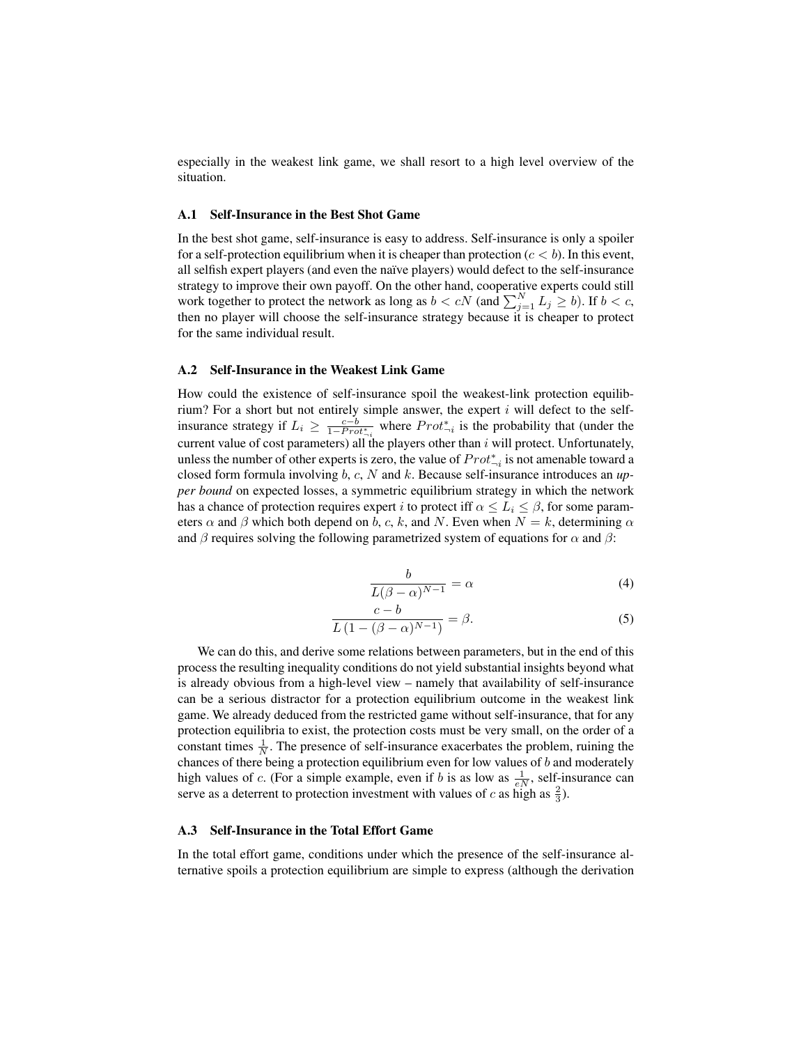especially in the weakest link game, we shall resort to a high level overview of the situation.

### A.1 Self-Insurance in the Best Shot Game

In the best shot game, self-insurance is easy to address. Self-insurance is only a spoiler for a self-protection equilibrium when it is cheaper than protection ($c < b$). In this event, all selfish expert players (and even the naïve players) would defect to the self-insurance strategy to improve their own payoff. On the other hand, cooperative experts could still work together to protect the network as long as $b < cN$ (and $\sum_{j=1}^{N} L_j \geq b$). If $b < c$, then no player will choose the self-insurance strategy because it is cheaper to protect for the same individual result.

### A.2 Self-Insurance in the Weakest Link Game

How could the existence of self-insurance spoil the weakest-link protection equilibrium? For a short but not entirely simple answer, the expert $i$ will defect to the self-insurance strategy if $L_i \geq \frac{c-b}{1-Prot^*_{\neg i}}$ where $Prot^*_{\neg i}$ is the probability that (under the current value of cost parameters) all the players other than $i$ will protect. Unfortunately, unless the number of other experts is zero, the value of $Prot^*_{\neg i}$ is not amenable toward a closed form formula involving $b$, $c$, $N$ and $k$. Because self-insurance introduces an *upper bound* on expected losses, a symmetric equilibrium strategy in which the network has a chance of protection requires expert $i$ to protect iff $\alpha \leq L_i \leq \beta$, for some parameters $\alpha$ and $\beta$ which both depend on $b$, $c$, $k$, and $N$. Even when $N = k$, determining $\alpha$ and $\beta$ requires solving the following parametrized system of equations for $\alpha$ and $\beta$:

$$\frac{b}{L(\beta - \alpha)^{N-1}} = \alpha \tag{4}$$

$$\frac{c - b}{L\left(1 - (\beta - \alpha)^{N-1}\right)} = \beta. \tag{5}$$

We can do this, and derive some relations between parameters, but in the end of this process the resulting inequality conditions do not yield substantial insights beyond what is already obvious from a high-level view – namely that availability of self-insurance can be a serious distractor for a protection equilibrium outcome in the weakest link game. We already deduced from the restricted game without self-insurance, that for any protection equilibria to exist, the protection costs must be very small, on the order of a constant times $\frac{1}{N}$. The presence of self-insurance exacerbates the problem, ruining the chances of there being a protection equilibrium even for low values of $b$ and moderately high values of $c$. (For a simple example, even if $b$ is as low as $\frac{1}{eN}$, self-insurance can serve as a deterrent to protection investment with values of $c$ as high as $\frac{2}{3}$).

### A.3 Self-Insurance in the Total Effort Game

In the total effort game, conditions under which the presence of the self-insurance alternative spoils a protection equilibrium are simple to express (although the derivation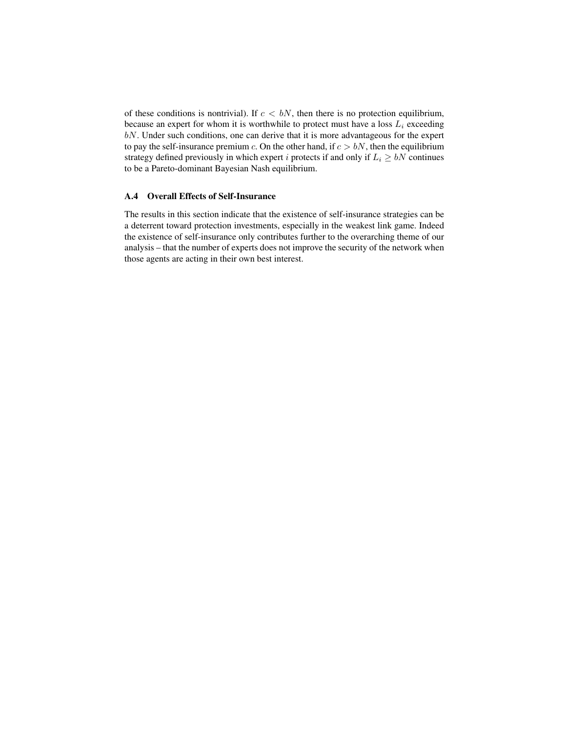of these conditions is nontrivial). If $c < bN$, then there is no protection equilibrium, because an expert for whom it is worthwhile to protect must have a loss $L_i$ exceeding $bN$. Under such conditions, one can derive that it is more advantageous for the expert to pay the self-insurance premium $c$. On the other hand, if $c > bN$, then the equilibrium strategy defined previously in which expert $i$ protects if and only if $L_i \geq bN$ continues to be a Pareto-dominant Bayesian Nash equilibrium.

### A.4 Overall Effects of Self-Insurance

The results in this section indicate that the existence of self-insurance strategies can be a deterrent toward protection investments, especially in the weakest link game. Indeed the existence of self-insurance only contributes further to the overarching theme of our analysis – that the number of experts does not improve the security of the network when those agents are acting in their own best interest.